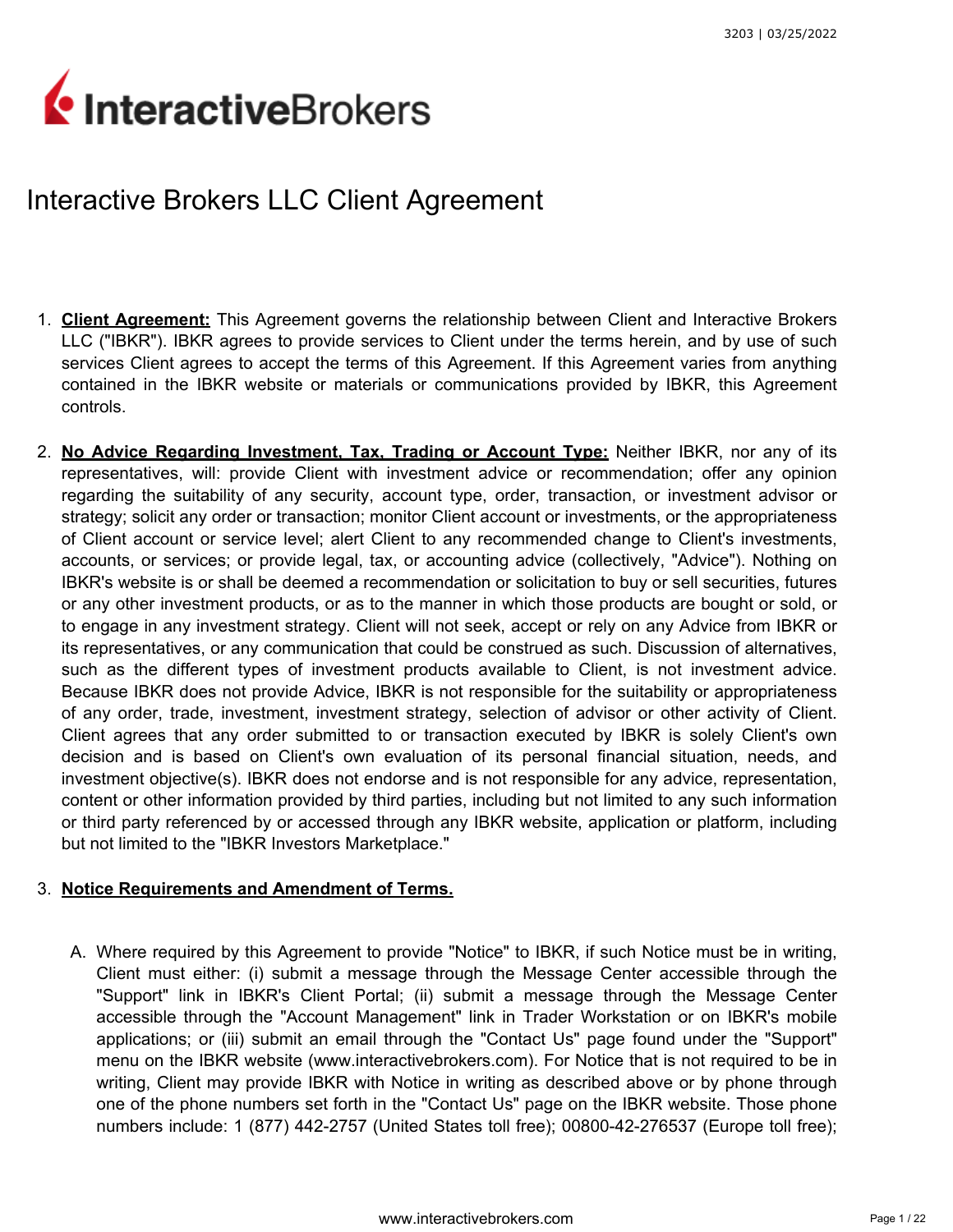# Interactive Brokers LLC Client Agreement

1. **Client Agreement:** This Agreement governs the relationship between Client and Interactive Brokers LLC ("IBKR"). IBKR agrees to provide services to Client under the terms herein, and by use of such services Client agrees to accept the terms of this Agreement. If this Agreement varies from anything contained in the IBKR website or materials or communications provided by IBKR, this Agreement controls.

2. **No Advice Regarding Investment, Tax, Trading or Account Type:** Neither IBKR, nor any of its representatives, will: provide Client with investment advice or recommendation; offer any opinion regarding the suitability of any security, account type, order, transaction, or investment advisor or strategy; solicit any order or transaction; monitor Client account or investments, or the appropriateness of Client account or service level; alert Client to any recommended change to Client's investments, accounts, or services; or provide legal, tax, or accounting advice (collectively, "Advice"). Nothing on IBKR's website is or shall be deemed a recommendation or solicitation to buy or sell securities, futures or any other investment products, or as to the manner in which those products are bought or sold, or to engage in any investment strategy. Client will not seek, accept or rely on any Advice from IBKR or its representatives, or any communication that could be construed as such. Discussion of alternatives, such as the different types of investment products available to Client, is not investment advice. Because IBKR does not provide Advice, IBKR is not responsible for the suitability or appropriateness of any order, trade, investment, investment strategy, selection of advisor or other activity of Client. Client agrees that any order submitted to or transaction executed by IBKR is solely Client's own decision and is based on Client's own evaluation of its personal financial situation, needs, and investment objective(s). IBKR does not endorse and is not responsible for any advice, representation, content or other information provided by third parties, including but not limited to any such information or third party referenced by or accessed through any IBKR website, application or platform, including but not limited to the "IBKR Investors Marketplace."

3. **Notice Requirements and Amendment of Terms.**

   A. Where required by this Agreement to provide "Notice" to IBKR, if such Notice must be in writing, Client must either: (i) submit a message through the Message Center accessible through the "Support" link in IBKR's Client Portal; (ii) submit a message through the Message Center accessible through the "Account Management" link in Trader Workstation or on IBKR's mobile applications; or (iii) submit an email through the "Contact Us" page found under the "Support" menu on the IBKR website (www.interactivebrokers.com). For Notice that is not required to be in writing, Client may provide IBKR with Notice in writing as described above or by phone through one of the phone numbers set forth in the "Contact Us" page on the IBKR website. Those phone numbers include: 1 (877) 442-2757 (United States toll free); 00800-42-276537 (Europe toll free);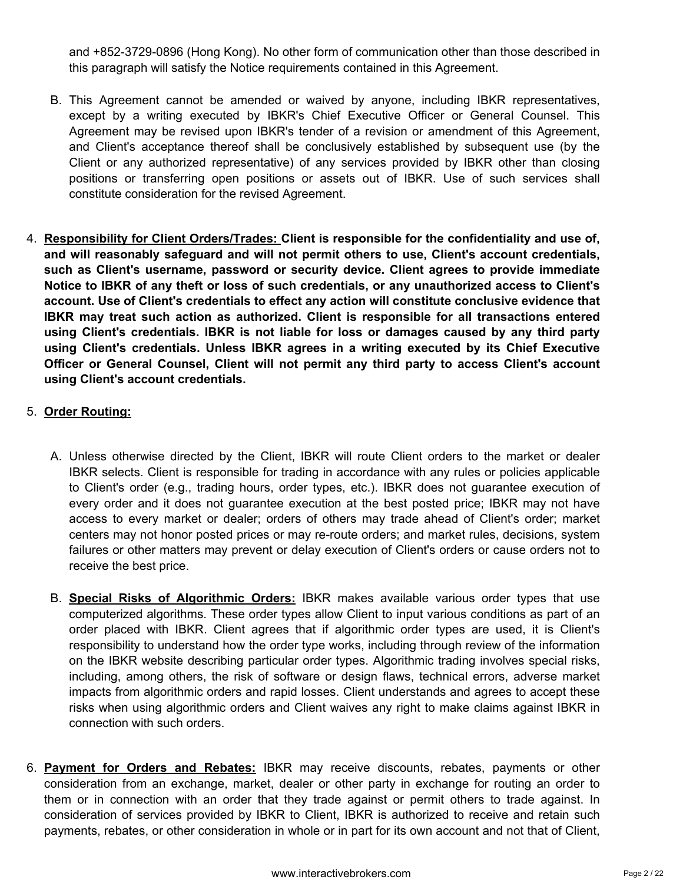and +852-3729-0896 (Hong Kong). No other form of communication other than those described in this paragraph will satisfy the Notice requirements contained in this Agreement.

B. This Agreement cannot be amended or waived by anyone, including IBKR representatives, except by a writing executed by IBKR's Chief Executive Officer or General Counsel. This Agreement may be revised upon IBKR's tender of a revision or amendment of this Agreement, and Client's acceptance thereof shall be conclusively established by subsequent use (by the Client or any authorized representative) of any services provided by IBKR other than closing positions or transferring open positions or assets out of IBKR. Use of such services shall constitute consideration for the revised Agreement.

4. **<u>Responsibility for Client Orders/Trades:</u> Client is responsible for the confidentiality and use of, and will reasonably safeguard and will not permit others to use, Client's account credentials, such as Client's username, password or security device. Client agrees to provide immediate Notice to IBKR of any theft or loss of such credentials, or any unauthorized access to Client's account. Use of Client's credentials to effect any action will constitute conclusive evidence that IBKR may treat such action as authorized. Client is responsible for all transactions entered using Client's credentials. IBKR is not liable for loss or damages caused by any third party using Client's credentials. Unless IBKR agrees in a writing executed by its Chief Executive Officer or General Counsel, Client will not permit any third party to access Client's account using Client's account credentials.**

5. **<u>Order Routing:</u>**

A. Unless otherwise directed by the Client, IBKR will route Client orders to the market or dealer IBKR selects. Client is responsible for trading in accordance with any rules or policies applicable to Client's order (e.g., trading hours, order types, etc.). IBKR does not guarantee execution of every order and it does not guarantee execution at the best posted price; IBKR may not have access to every market or dealer; orders of others may trade ahead of Client's order; market centers may not honor posted prices or may re-route orders; and market rules, decisions, system failures or other matters may prevent or delay execution of Client's orders or cause orders not to receive the best price.

B. **<u>Special Risks of Algorithmic Orders:</u>** IBKR makes available various order types that use computerized algorithms. These order types allow Client to input various conditions as part of an order placed with IBKR. Client agrees that if algorithmic order types are used, it is Client's responsibility to understand how the order type works, including through review of the information on the IBKR website describing particular order types. Algorithmic trading involves special risks, including, among others, the risk of software or design flaws, technical errors, adverse market impacts from algorithmic orders and rapid losses. Client understands and agrees to accept these risks when using algorithmic orders and Client waives any right to make claims against IBKR in connection with such orders.

6. **<u>Payment for Orders and Rebates:</u>** IBKR may receive discounts, rebates, payments or other consideration from an exchange, market, dealer or other party in exchange for routing an order to them or in connection with an order that they trade against or permit others to trade against. In consideration of services provided by IBKR to Client, IBKR is authorized to receive and retain such payments, rebates, or other consideration in whole or in part for its own account and not that of Client,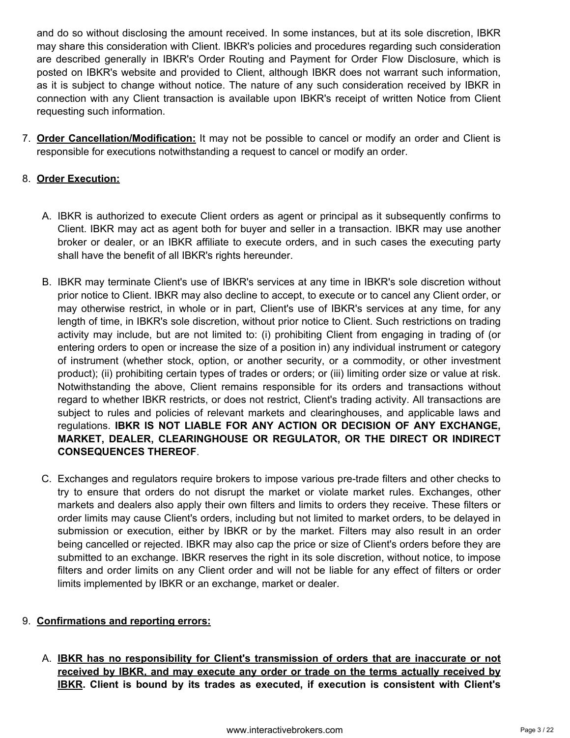and do so without disclosing the amount received. In some instances, but at its sole discretion, IBKR may share this consideration with Client. IBKR's policies and procedures regarding such consideration are described generally in IBKR's Order Routing and Payment for Order Flow Disclosure, which is posted on IBKR's website and provided to Client, although IBKR does not warrant such information, as it is subject to change without notice. The nature of any such consideration received by IBKR in connection with any Client transaction is available upon IBKR's receipt of written Notice from Client requesting such information.

7. **Order Cancellation/Modification:** It may not be possible to cancel or modify an order and Client is responsible for executions notwithstanding a request to cancel or modify an order.

8. **Order Execution:**

   A. IBKR is authorized to execute Client orders as agent or principal as it subsequently confirms to Client. IBKR may act as agent both for buyer and seller in a transaction. IBKR may use another broker or dealer, or an IBKR affiliate to execute orders, and in such cases the executing party shall have the benefit of all IBKR's rights hereunder.

   B. IBKR may terminate Client's use of IBKR's services at any time in IBKR's sole discretion without prior notice to Client. IBKR may also decline to accept, to execute or to cancel any Client order, or may otherwise restrict, in whole or in part, Client's use of IBKR's services at any time, for any length of time, in IBKR's sole discretion, without prior notice to Client. Such restrictions on trading activity may include, but are not limited to: (i) prohibiting Client from engaging in trading of (or entering orders to open or increase the size of a position in) any individual instrument or category of instrument (whether stock, option, or another security, or a commodity, or other investment product); (ii) prohibiting certain types of trades or orders; or (iii) limiting order size or value at risk. Notwithstanding the above, Client remains responsible for its orders and transactions without regard to whether IBKR restricts, or does not restrict, Client's trading activity. All transactions are subject to rules and policies of relevant markets and clearinghouses, and applicable laws and regulations. **IBKR IS NOT LIABLE FOR ANY ACTION OR DECISION OF ANY EXCHANGE, MARKET, DEALER, CLEARINGHOUSE OR REGULATOR, OR THE DIRECT OR INDIRECT CONSEQUENCES THEREOF**.

   C. Exchanges and regulators require brokers to impose various pre-trade filters and other checks to try to ensure that orders do not disrupt the market or violate market rules. Exchanges, other markets and dealers also apply their own filters and limits to orders they receive. These filters or order limits may cause Client's orders, including but not limited to market orders, to be delayed in submission or execution, either by IBKR or by the market. Filters may also result in an order being cancelled or rejected. IBKR may also cap the price or size of Client's orders before they are submitted to an exchange. IBKR reserves the right in its sole discretion, without notice, to impose filters and order limits on any Client order and will not be liable for any effect of filters or order limits implemented by IBKR or an exchange, market or dealer.

9. **Confirmations and reporting errors:**

   A. **IBKR has no responsibility for Client's transmission of orders that are inaccurate or not received by IBKR, and may execute any order or trade on the terms actually received by IBKR. Client is bound by its trades as executed, if execution is consistent with Client's**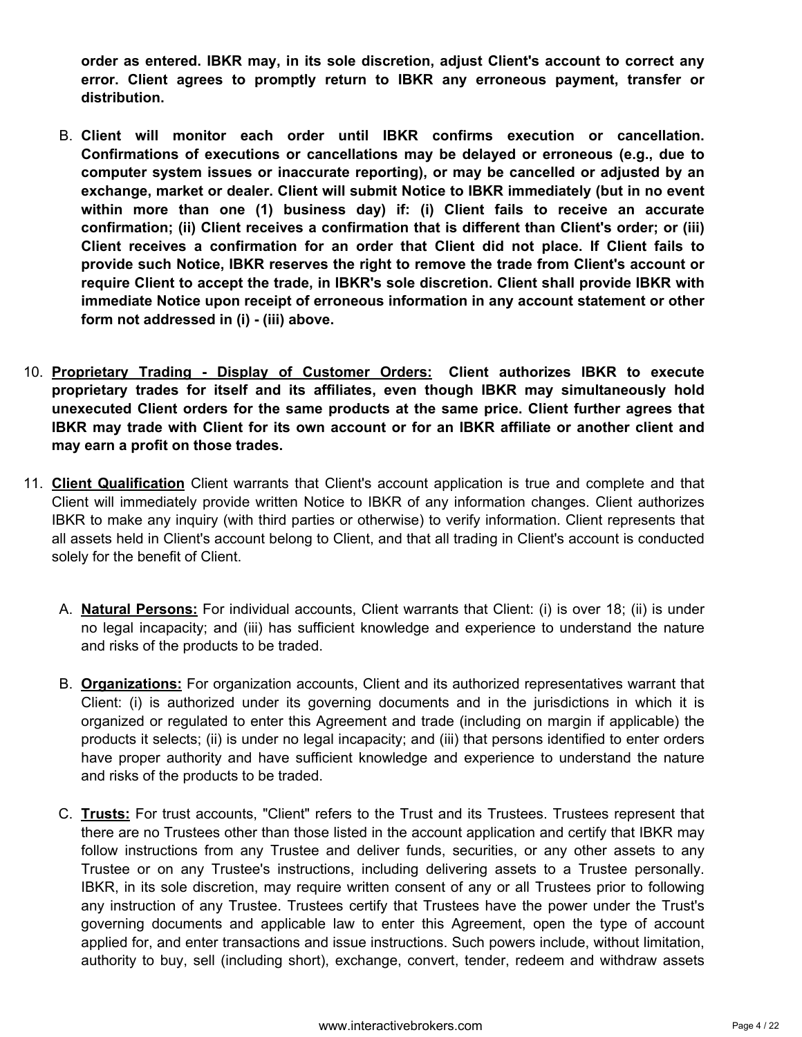**order as entered. IBKR may, in its sole discretion, adjust Client's account to correct any error. Client agrees to promptly return to IBKR any erroneous payment, transfer or distribution.**

B. **Client will monitor each order until IBKR confirms execution or cancellation. Confirmations of executions or cancellations may be delayed or erroneous (e.g., due to computer system issues or inaccurate reporting), or may be cancelled or adjusted by an exchange, market or dealer. Client will submit Notice to IBKR immediately (but in no event within more than one (1) business day) if: (i) Client fails to receive an accurate confirmation; (ii) Client receives a confirmation that is different than Client's order; or (iii) Client receives a confirmation for an order that Client did not place. If Client fails to provide such Notice, IBKR reserves the right to remove the trade from Client's account or require Client to accept the trade, in IBKR's sole discretion. Client shall provide IBKR with immediate Notice upon receipt of erroneous information in any account statement or other form not addressed in (i) - (iii) above.**

10. **<u>Proprietary Trading - Display of Customer Orders:</u> Client authorizes IBKR to execute proprietary trades for itself and its affiliates, even though IBKR may simultaneously hold unexecuted Client orders for the same products at the same price. Client further agrees that IBKR may trade with Client for its own account or for an IBKR affiliate or another client and may earn a profit on those trades.**

11. **<u>Client Qualification</u>** Client warrants that Client's account application is true and complete and that Client will immediately provide written Notice to IBKR of any information changes. Client authorizes IBKR to make any inquiry (with third parties or otherwise) to verify information. Client represents that all assets held in Client's account belong to Client, and that all trading in Client's account is conducted solely for the benefit of Client.

    A. **<u>Natural Persons:</u>** For individual accounts, Client warrants that Client: (i) is over 18; (ii) is under no legal incapacity; and (iii) has sufficient knowledge and experience to understand the nature and risks of the products to be traded.

    B. **<u>Organizations:</u>** For organization accounts, Client and its authorized representatives warrant that Client: (i) is authorized under its governing documents and in the jurisdictions in which it is organized or regulated to enter this Agreement and trade (including on margin if applicable) the products it selects; (ii) is under no legal incapacity; and (iii) that persons identified to enter orders have proper authority and have sufficient knowledge and experience to understand the nature and risks of the products to be traded.

    C. **<u>Trusts:</u>** For trust accounts, "Client" refers to the Trust and its Trustees. Trustees represent that there are no Trustees other than those listed in the account application and certify that IBKR may follow instructions from any Trustee and deliver funds, securities, or any other assets to any Trustee or on any Trustee's instructions, including delivering assets to a Trustee personally. IBKR, in its sole discretion, may require written consent of any or all Trustees prior to following any instruction of any Trustee. Trustees certify that Trustees have the power under the Trust's governing documents and applicable law to enter this Agreement, open the type of account applied for, and enter transactions and issue instructions. Such powers include, without limitation, authority to buy, sell (including short), exchange, convert, tender, redeem and withdraw assets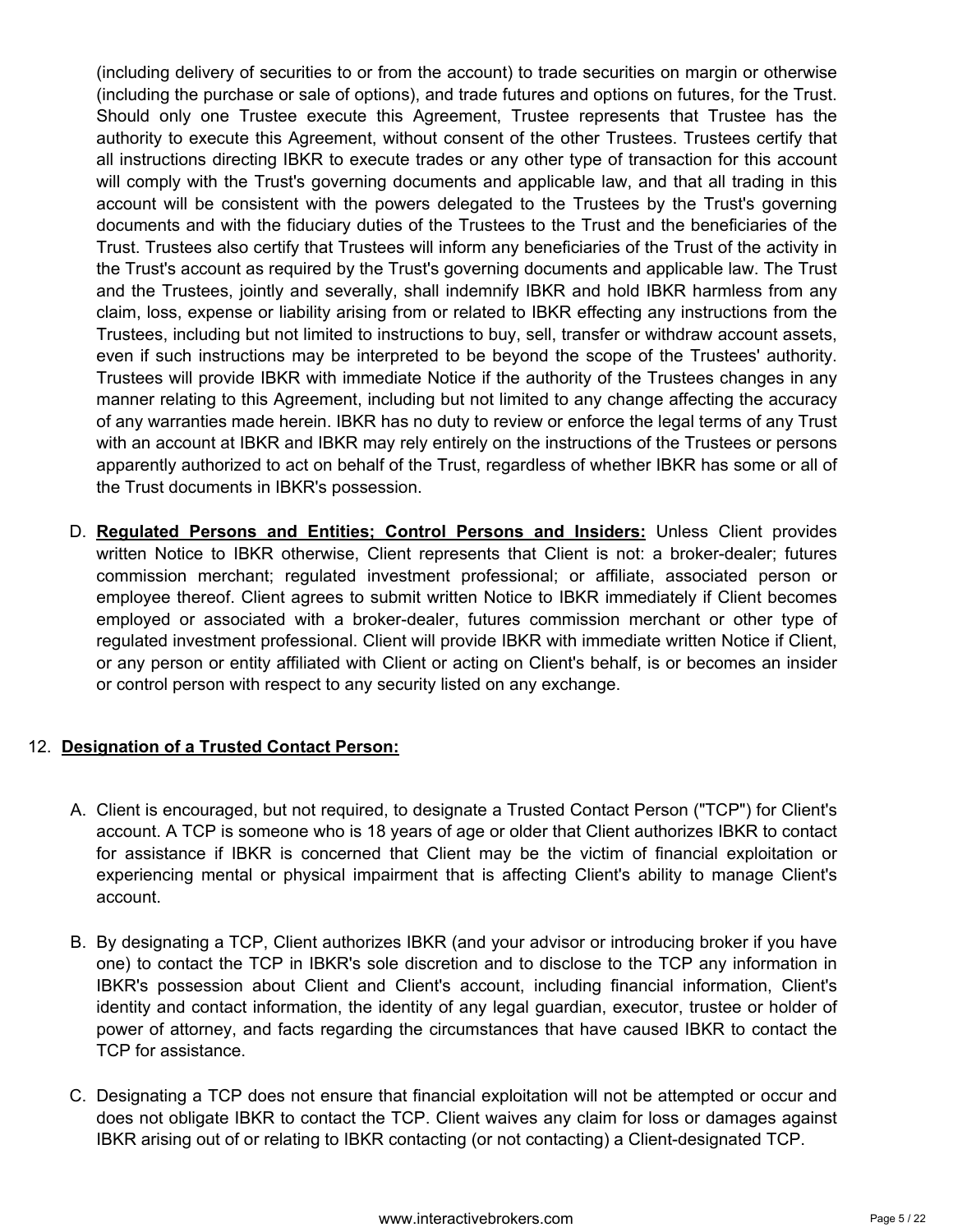(including delivery of securities to or from the account) to trade securities on margin or otherwise (including the purchase or sale of options), and trade futures and options on futures, for the Trust. Should only one Trustee execute this Agreement, Trustee represents that Trustee has the authority to execute this Agreement, without consent of the other Trustees. Trustees certify that all instructions directing IBKR to execute trades or any other type of transaction for this account will comply with the Trust's governing documents and applicable law, and that all trading in this account will be consistent with the powers delegated to the Trustees by the Trust's governing documents and with the fiduciary duties of the Trustees to the Trust and the beneficiaries of the Trust. Trustees also certify that Trustees will inform any beneficiaries of the Trust of the activity in the Trust's account as required by the Trust's governing documents and applicable law. The Trust and the Trustees, jointly and severally, shall indemnify IBKR and hold IBKR harmless from any claim, loss, expense or liability arising from or related to IBKR effecting any instructions from the Trustees, including but not limited to instructions to buy, sell, transfer or withdraw account assets, even if such instructions may be interpreted to be beyond the scope of the Trustees' authority. Trustees will provide IBKR with immediate Notice if the authority of the Trustees changes in any manner relating to this Agreement, including but not limited to any change affecting the accuracy of any warranties made herein. IBKR has no duty to review or enforce the legal terms of any Trust with an account at IBKR and IBKR may rely entirely on the instructions of the Trustees or persons apparently authorized to act on behalf of the Trust, regardless of whether IBKR has some or all of the Trust documents in IBKR's possession.

D. **Regulated Persons and Entities; Control Persons and Insiders:** Unless Client provides written Notice to IBKR otherwise, Client represents that Client is not: a broker-dealer; futures commission merchant; regulated investment professional; or affiliate, associated person or employee thereof. Client agrees to submit written Notice to IBKR immediately if Client becomes employed or associated with a broker-dealer, futures commission merchant or other type of regulated investment professional. Client will provide IBKR with immediate written Notice if Client, or any person or entity affiliated with Client or acting on Client's behalf, is or becomes an insider or control person with respect to any security listed on any exchange.

12. **Designation of a Trusted Contact Person:**

A. Client is encouraged, but not required, to designate a Trusted Contact Person ("TCP") for Client's account. A TCP is someone who is 18 years of age or older that Client authorizes IBKR to contact for assistance if IBKR is concerned that Client may be the victim of financial exploitation or experiencing mental or physical impairment that is affecting Client's ability to manage Client's account.

B. By designating a TCP, Client authorizes IBKR (and your advisor or introducing broker if you have one) to contact the TCP in IBKR's sole discretion and to disclose to the TCP any information in IBKR's possession about Client and Client's account, including financial information, Client's identity and contact information, the identity of any legal guardian, executor, trustee or holder of power of attorney, and facts regarding the circumstances that have caused IBKR to contact the TCP for assistance.

C. Designating a TCP does not ensure that financial exploitation will not be attempted or occur and does not obligate IBKR to contact the TCP. Client waives any claim for loss or damages against IBKR arising out of or relating to IBKR contacting (or not contacting) a Client-designated TCP.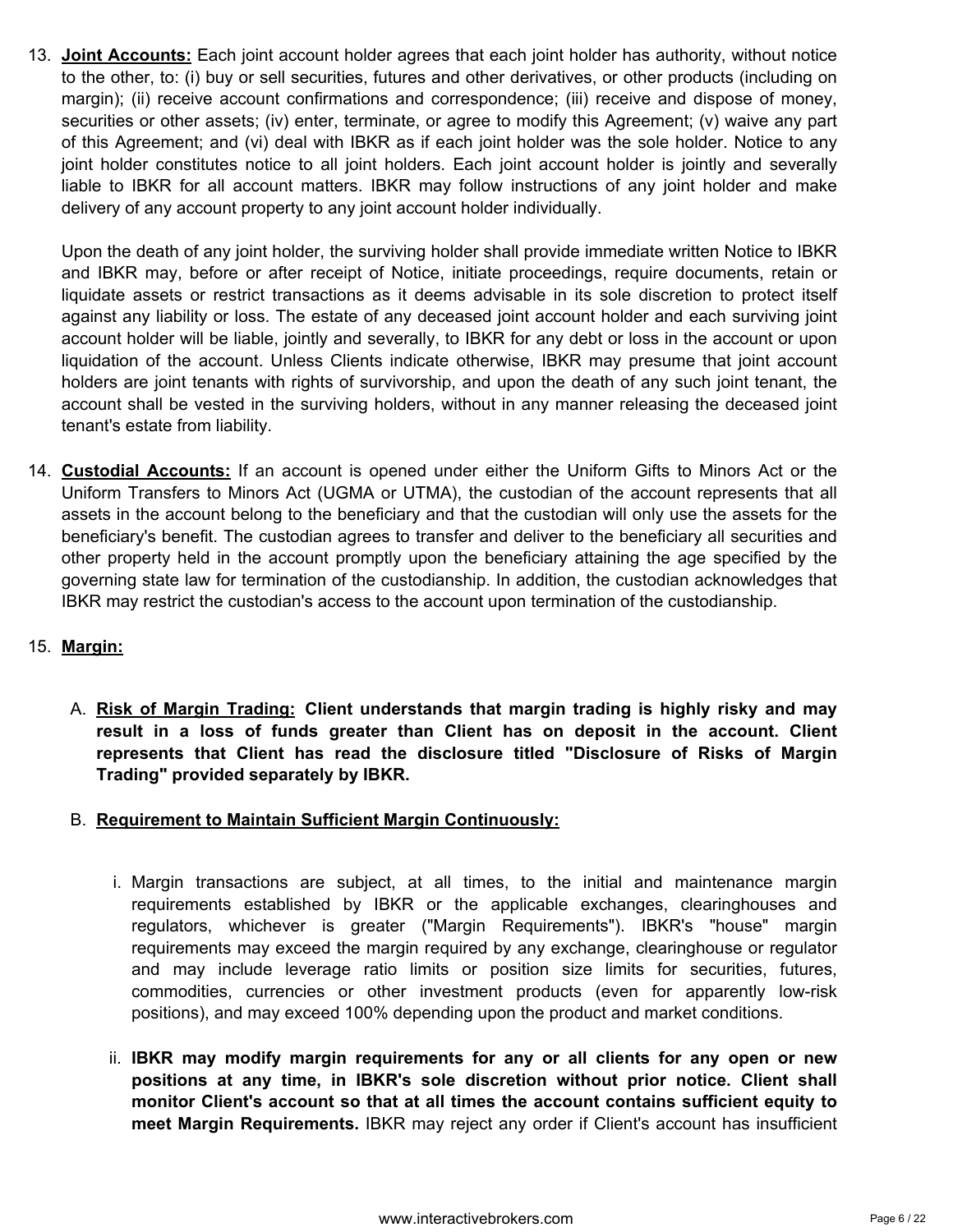13. **Joint Accounts:** Each joint account holder agrees that each joint holder has authority, without notice to the other, to: (i) buy or sell securities, futures and other derivatives, or other products (including on margin); (ii) receive account confirmations and correspondence; (iii) receive and dispose of money, securities or other assets; (iv) enter, terminate, or agree to modify this Agreement; (v) waive any part of this Agreement; and (vi) deal with IBKR as if each joint holder was the sole holder. Notice to any joint holder constitutes notice to all joint holders. Each joint account holder is jointly and severally liable to IBKR for all account matters. IBKR may follow instructions of any joint holder and make delivery of any account property to any joint account holder individually.

    Upon the death of any joint holder, the surviving holder shall provide immediate written Notice to IBKR and IBKR may, before or after receipt of Notice, initiate proceedings, require documents, retain or liquidate assets or restrict transactions as it deems advisable in its sole discretion to protect itself against any liability or loss. The estate of any deceased joint account holder and each surviving joint account holder will be liable, jointly and severally, to IBKR for any debt or loss in the account or upon liquidation of the account. Unless Clients indicate otherwise, IBKR may presume that joint account holders are joint tenants with rights of survivorship, and upon the death of any such joint tenant, the account shall be vested in the surviving holders, without in any manner releasing the deceased joint tenant's estate from liability.

14. **Custodial Accounts:** If an account is opened under either the Uniform Gifts to Minors Act or the Uniform Transfers to Minors Act (UGMA or UTMA), the custodian of the account represents that all assets in the account belong to the beneficiary and that the custodian will only use the assets for the beneficiary's benefit. The custodian agrees to transfer and deliver to the beneficiary all securities and other property held in the account promptly upon the beneficiary attaining the age specified by the governing state law for termination of the custodianship. In addition, the custodian acknowledges that IBKR may restrict the custodian's access to the account upon termination of the custodianship.

15. **Margin:**

    A. **Risk of Margin Trading: Client understands that margin trading is highly risky and may result in a loss of funds greater than Client has on deposit in the account. Client represents that Client has read the disclosure titled "Disclosure of Risks of Margin Trading" provided separately by IBKR.**

    B. **Requirement to Maintain Sufficient Margin Continuously:**

        i. Margin transactions are subject, at all times, to the initial and maintenance margin requirements established by IBKR or the applicable exchanges, clearinghouses and regulators, whichever is greater ("Margin Requirements"). IBKR's "house" margin requirements may exceed the margin required by any exchange, clearinghouse or regulator and may include leverage ratio limits or position size limits for securities, futures, commodities, currencies or other investment products (even for apparently low-risk positions), and may exceed 100% depending upon the product and market conditions.

        ii. **IBKR may modify margin requirements for any or all clients for any open or new positions at any time, in IBKR's sole discretion without prior notice. Client shall monitor Client's account so that at all times the account contains sufficient equity to meet Margin Requirements.** IBKR may reject any order if Client's account has insufficient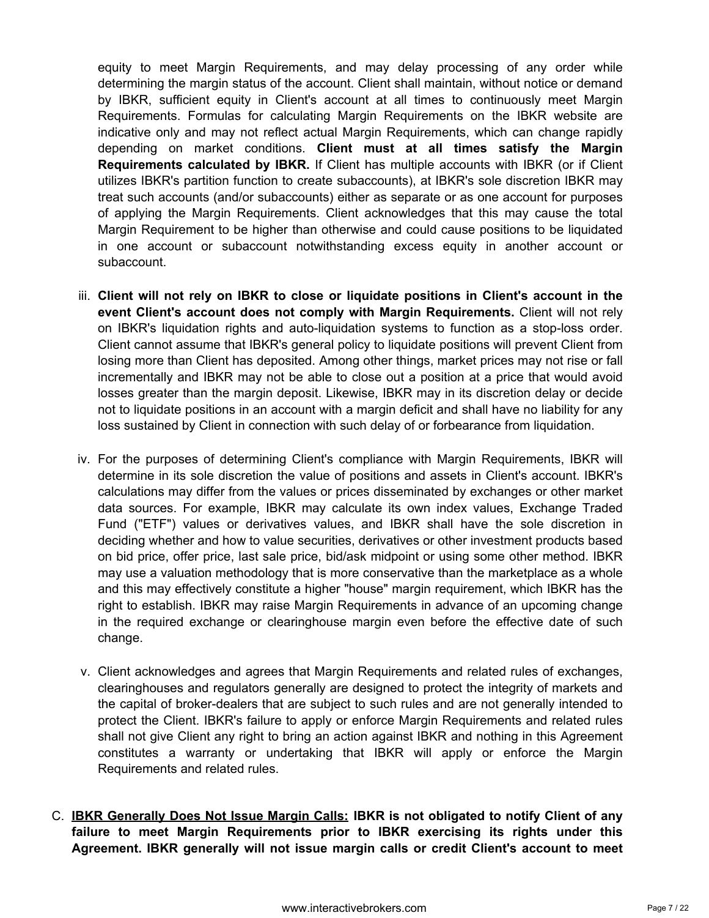equity to meet Margin Requirements, and may delay processing of any order while determining the margin status of the account. Client shall maintain, without notice or demand by IBKR, sufficient equity in Client's account at all times to continuously meet Margin Requirements. Formulas for calculating Margin Requirements on the IBKR website are indicative only and may not reflect actual Margin Requirements, which can change rapidly depending on market conditions. **Client must at all times satisfy the Margin Requirements calculated by IBKR.** If Client has multiple accounts with IBKR (or if Client utilizes IBKR's partition function to create subaccounts), at IBKR's sole discretion IBKR may treat such accounts (and/or subaccounts) either as separate or as one account for purposes of applying the Margin Requirements. Client acknowledges that this may cause the total Margin Requirement to be higher than otherwise and could cause positions to be liquidated in one account or subaccount notwithstanding excess equity in another account or subaccount.

iii. **Client will not rely on IBKR to close or liquidate positions in Client's account in the event Client's account does not comply with Margin Requirements.** Client will not rely on IBKR's liquidation rights and auto-liquidation systems to function as a stop-loss order. Client cannot assume that IBKR's general policy to liquidate positions will prevent Client from losing more than Client has deposited. Among other things, market prices may not rise or fall incrementally and IBKR may not be able to close out a position at a price that would avoid losses greater than the margin deposit. Likewise, IBKR may in its discretion delay or decide not to liquidate positions in an account with a margin deficit and shall have no liability for any loss sustained by Client in connection with such delay of or forbearance from liquidation.

iv. For the purposes of determining Client's compliance with Margin Requirements, IBKR will determine in its sole discretion the value of positions and assets in Client's account. IBKR's calculations may differ from the values or prices disseminated by exchanges or other market data sources. For example, IBKR may calculate its own index values, Exchange Traded Fund ("ETF") values or derivatives values, and IBKR shall have the sole discretion in deciding whether and how to value securities, derivatives or other investment products based on bid price, offer price, last sale price, bid/ask midpoint or using some other method. IBKR may use a valuation methodology that is more conservative than the marketplace as a whole and this may effectively constitute a higher "house" margin requirement, which IBKR has the right to establish. IBKR may raise Margin Requirements in advance of an upcoming change in the required exchange or clearinghouse margin even before the effective date of such change.

v. Client acknowledges and agrees that Margin Requirements and related rules of exchanges, clearinghouses and regulators generally are designed to protect the integrity of markets and the capital of broker-dealers that are subject to such rules and are not generally intended to protect the Client. IBKR's failure to apply or enforce Margin Requirements and related rules shall not give Client any right to bring an action against IBKR and nothing in this Agreement constitutes a warranty or undertaking that IBKR will apply or enforce the Margin Requirements and related rules.

C. **<u>IBKR Generally Does Not Issue Margin Calls:</u> IBKR is not obligated to notify Client of any failure to meet Margin Requirements prior to IBKR exercising its rights under this Agreement. IBKR generally will not issue margin calls or credit Client's account to meet**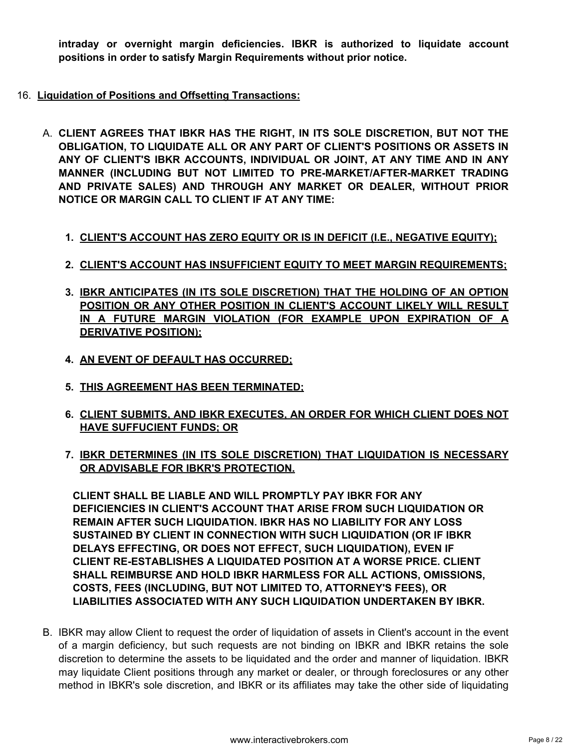**intraday or overnight margin deficiencies. IBKR is authorized to liquidate account positions in order to satisfy Margin Requirements without prior notice.**

16. **Liquidation of Positions and Offsetting Transactions:**

A. **CLIENT AGREES THAT IBKR HAS THE RIGHT, IN ITS SOLE DISCRETION, BUT NOT THE OBLIGATION, TO LIQUIDATE ALL OR ANY PART OF CLIENT'S POSITIONS OR ASSETS IN ANY OF CLIENT'S IBKR ACCOUNTS, INDIVIDUAL OR JOINT, AT ANY TIME AND IN ANY MANNER (INCLUDING BUT NOT LIMITED TO PRE-MARKET/AFTER-MARKET TRADING AND PRIVATE SALES) AND THROUGH ANY MARKET OR DEALER, WITHOUT PRIOR NOTICE OR MARGIN CALL TO CLIENT IF AT ANY TIME:**

1. **CLIENT'S ACCOUNT HAS ZERO EQUITY OR IS IN DEFICIT (I.E., NEGATIVE EQUITY);**
2. **CLIENT'S ACCOUNT HAS INSUFFICIENT EQUITY TO MEET MARGIN REQUIREMENTS;**
3. **IBKR ANTICIPATES (IN ITS SOLE DISCRETION) THAT THE HOLDING OF AN OPTION POSITION OR ANY OTHER POSITION IN CLIENT'S ACCOUNT LIKELY WILL RESULT IN A FUTURE MARGIN VIOLATION (FOR EXAMPLE UPON EXPIRATION OF A DERIVATIVE POSITION);**
4. **AN EVENT OF DEFAULT HAS OCCURRED;**
5. **THIS AGREEMENT HAS BEEN TERMINATED;**
6. **CLIENT SUBMITS, AND IBKR EXECUTES, AN ORDER FOR WHICH CLIENT DOES NOT HAVE SUFFUCIENT FUNDS; OR**
7. **IBKR DETERMINES (IN ITS SOLE DISCRETION) THAT LIQUIDATION IS NECESSARY OR ADVISABLE FOR IBKR'S PROTECTION.**

**CLIENT SHALL BE LIABLE AND WILL PROMPTLY PAY IBKR FOR ANY DEFICIENCIES IN CLIENT'S ACCOUNT THAT ARISE FROM SUCH LIQUIDATION OR REMAIN AFTER SUCH LIQUIDATION. IBKR HAS NO LIABILITY FOR ANY LOSS SUSTAINED BY CLIENT IN CONNECTION WITH SUCH LIQUIDATION (OR IF IBKR DELAYS EFFECTING, OR DOES NOT EFFECT, SUCH LIQUIDATION), EVEN IF CLIENT RE-ESTABLISHES A LIQUIDATED POSITION AT A WORSE PRICE. CLIENT SHALL REIMBURSE AND HOLD IBKR HARMLESS FOR ALL ACTIONS, OMISSIONS, COSTS, FEES (INCLUDING, BUT NOT LIMITED TO, ATTORNEY'S FEES), OR LIABILITIES ASSOCIATED WITH ANY SUCH LIQUIDATION UNDERTAKEN BY IBKR.**

B. IBKR may allow Client to request the order of liquidation of assets in Client's account in the event of a margin deficiency, but such requests are not binding on IBKR and IBKR retains the sole discretion to determine the assets to be liquidated and the order and manner of liquidation. IBKR may liquidate Client positions through any market or dealer, or through foreclosures or any other method in IBKR's sole discretion, and IBKR or its affiliates may take the other side of liquidating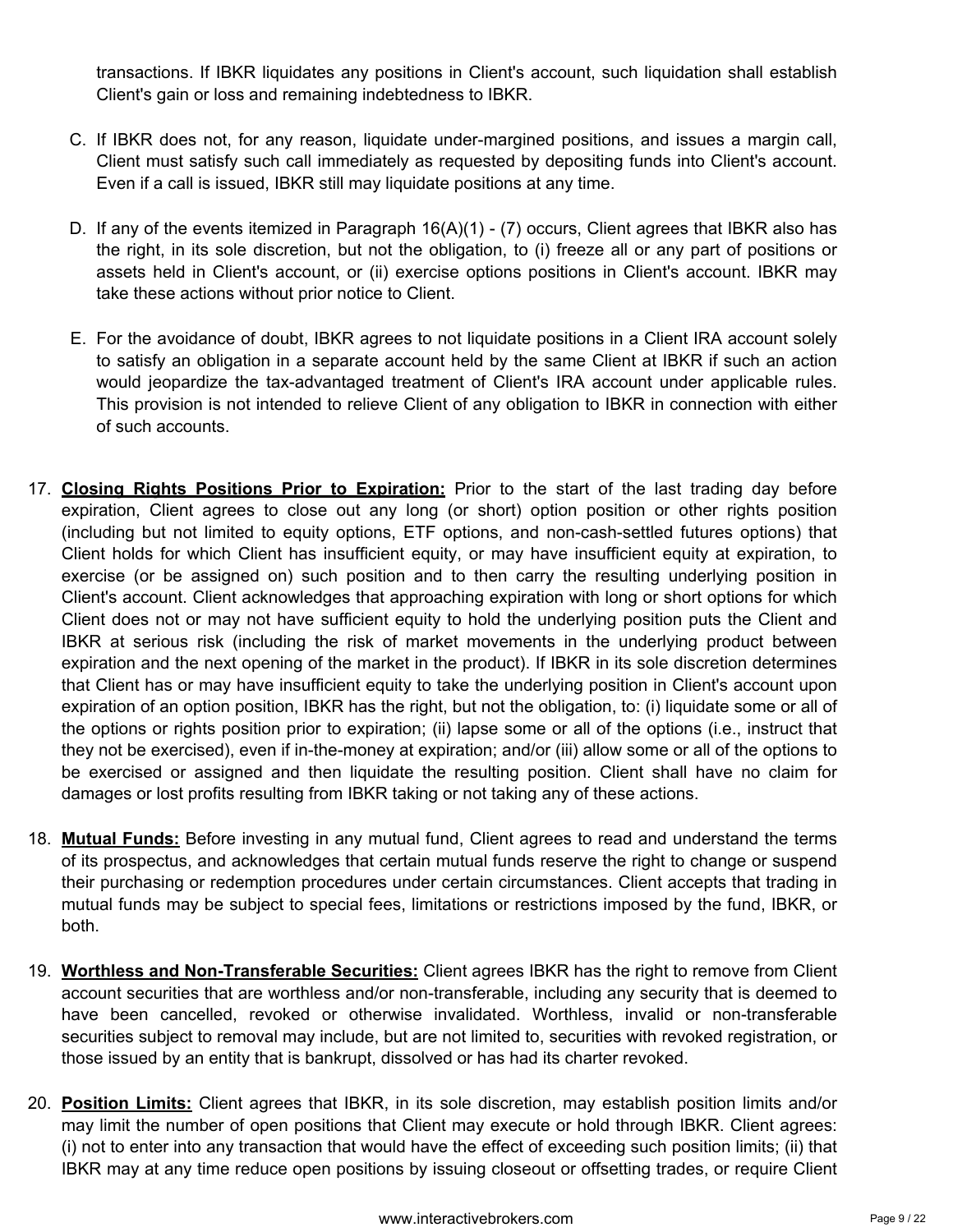transactions. If IBKR liquidates any positions in Client's account, such liquidation shall establish Client's gain or loss and remaining indebtedness to IBKR.

C. If IBKR does not, for any reason, liquidate under-margined positions, and issues a margin call, Client must satisfy such call immediately as requested by depositing funds into Client's account. Even if a call is issued, IBKR still may liquidate positions at any time.

D. If any of the events itemized in Paragraph 16(A)(1) - (7) occurs, Client agrees that IBKR also has the right, in its sole discretion, but not the obligation, to (i) freeze all or any part of positions or assets held in Client's account, or (ii) exercise options positions in Client's account. IBKR may take these actions without prior notice to Client.

E. For the avoidance of doubt, IBKR agrees to not liquidate positions in a Client IRA account solely to satisfy an obligation in a separate account held by the same Client at IBKR if such an action would jeopardize the tax-advantaged treatment of Client's IRA account under applicable rules. This provision is not intended to relieve Client of any obligation to IBKR in connection with either of such accounts.

17. **Closing Rights Positions Prior to Expiration:** Prior to the start of the last trading day before expiration, Client agrees to close out any long (or short) option position or other rights position (including but not limited to equity options, ETF options, and non-cash-settled futures options) that Client holds for which Client has insufficient equity, or may have insufficient equity at expiration, to exercise (or be assigned on) such position and to then carry the resulting underlying position in Client's account. Client acknowledges that approaching expiration with long or short options for which Client does not or may not have sufficient equity to hold the underlying position puts the Client and IBKR at serious risk (including the risk of market movements in the underlying product between expiration and the next opening of the market in the product). If IBKR in its sole discretion determines that Client has or may have insufficient equity to take the underlying position in Client's account upon expiration of an option position, IBKR has the right, but not the obligation, to: (i) liquidate some or all of the options or rights position prior to expiration; (ii) lapse some or all of the options (i.e., instruct that they not be exercised), even if in-the-money at expiration; and/or (iii) allow some or all of the options to be exercised or assigned and then liquidate the resulting position. Client shall have no claim for damages or lost profits resulting from IBKR taking or not taking any of these actions.

18. **Mutual Funds:** Before investing in any mutual fund, Client agrees to read and understand the terms of its prospectus, and acknowledges that certain mutual funds reserve the right to change or suspend their purchasing or redemption procedures under certain circumstances. Client accepts that trading in mutual funds may be subject to special fees, limitations or restrictions imposed by the fund, IBKR, or both.

19. **Worthless and Non-Transferable Securities:** Client agrees IBKR has the right to remove from Client account securities that are worthless and/or non-transferable, including any security that is deemed to have been cancelled, revoked or otherwise invalidated. Worthless, invalid or non-transferable securities subject to removal may include, but are not limited to, securities with revoked registration, or those issued by an entity that is bankrupt, dissolved or has had its charter revoked.

20. **Position Limits:** Client agrees that IBKR, in its sole discretion, may establish position limits and/or may limit the number of open positions that Client may execute or hold through IBKR. Client agrees: (i) not to enter into any transaction that would have the effect of exceeding such position limits; (ii) that IBKR may at any time reduce open positions by issuing closeout or offsetting trades, or require Client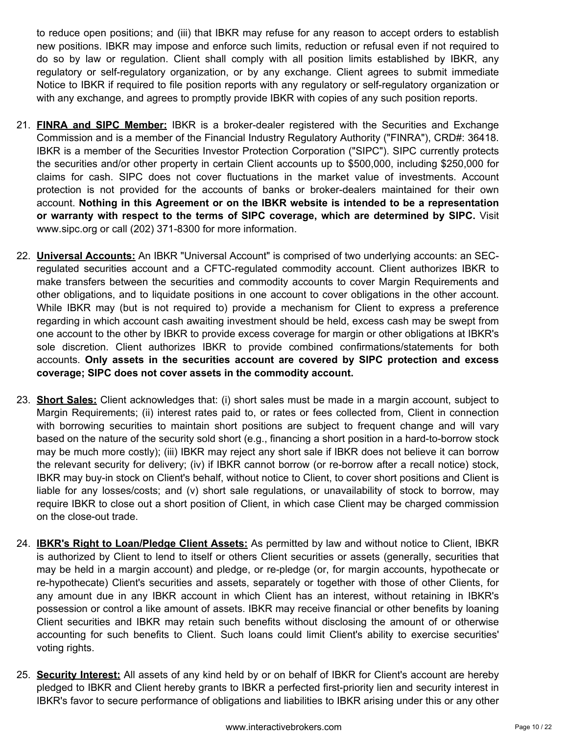to reduce open positions; and (iii) that IBKR may refuse for any reason to accept orders to establish new positions. IBKR may impose and enforce such limits, reduction or refusal even if not required to do so by law or regulation. Client shall comply with all position limits established by IBKR, any regulatory or self-regulatory organization, or by any exchange. Client agrees to submit immediate Notice to IBKR if required to file position reports with any regulatory or self-regulatory organization or with any exchange, and agrees to promptly provide IBKR with copies of any such position reports.

21. **FINRA and SIPC Member:** IBKR is a broker-dealer registered with the Securities and Exchange Commission and is a member of the Financial Industry Regulatory Authority ("FINRA"), CRD#: 36418. IBKR is a member of the Securities Investor Protection Corporation ("SIPC"). SIPC currently protects the securities and/or other property in certain Client accounts up to $500,000, including $250,000 for claims for cash. SIPC does not cover fluctuations in the market value of investments. Account protection is not provided for the accounts of banks or broker-dealers maintained for their own account. **Nothing in this Agreement or on the IBKR website is intended to be a representation or warranty with respect to the terms of SIPC coverage, which are determined by SIPC.** Visit www.sipc.org or call (202) 371-8300 for more information.

22. **Universal Accounts:** An IBKR "Universal Account" is comprised of two underlying accounts: an SEC-regulated securities account and a CFTC-regulated commodity account. Client authorizes IBKR to make transfers between the securities and commodity accounts to cover Margin Requirements and other obligations, and to liquidate positions in one account to cover obligations in the other account. While IBKR may (but is not required to) provide a mechanism for Client to express a preference regarding in which account cash awaiting investment should be held, excess cash may be swept from one account to the other by IBKR to provide excess coverage for margin or other obligations at IBKR's sole discretion. Client authorizes IBKR to provide combined confirmations/statements for both accounts. **Only assets in the securities account are covered by SIPC protection and excess coverage; SIPC does not cover assets in the commodity account.**

23. **Short Sales:** Client acknowledges that: (i) short sales must be made in a margin account, subject to Margin Requirements; (ii) interest rates paid to, or rates or fees collected from, Client in connection with borrowing securities to maintain short positions are subject to frequent change and will vary based on the nature of the security sold short (e.g., financing a short position in a hard-to-borrow stock may be much more costly); (iii) IBKR may reject any short sale if IBKR does not believe it can borrow the relevant security for delivery; (iv) if IBKR cannot borrow (or re-borrow after a recall notice) stock, IBKR may buy-in stock on Client's behalf, without notice to Client, to cover short positions and Client is liable for any losses/costs; and (v) short sale regulations, or unavailability of stock to borrow, may require IBKR to close out a short position of Client, in which case Client may be charged commission on the close-out trade.

24. **IBKR's Right to Loan/Pledge Client Assets:** As permitted by law and without notice to Client, IBKR is authorized by Client to lend to itself or others Client securities or assets (generally, securities that may be held in a margin account) and pledge, or re-pledge (or, for margin accounts, hypothecate or re-hypothecate) Client's securities and assets, separately or together with those of other Clients, for any amount due in any IBKR account in which Client has an interest, without retaining in IBKR's possession or control a like amount of assets. IBKR may receive financial or other benefits by loaning Client securities and IBKR may retain such benefits without disclosing the amount of or otherwise accounting for such benefits to Client. Such loans could limit Client's ability to exercise securities' voting rights.

25. **Security Interest:** All assets of any kind held by or on behalf of IBKR for Client's account are hereby pledged to IBKR and Client hereby grants to IBKR a perfected first-priority lien and security interest in IBKR's favor to secure performance of obligations and liabilities to IBKR arising under this or any other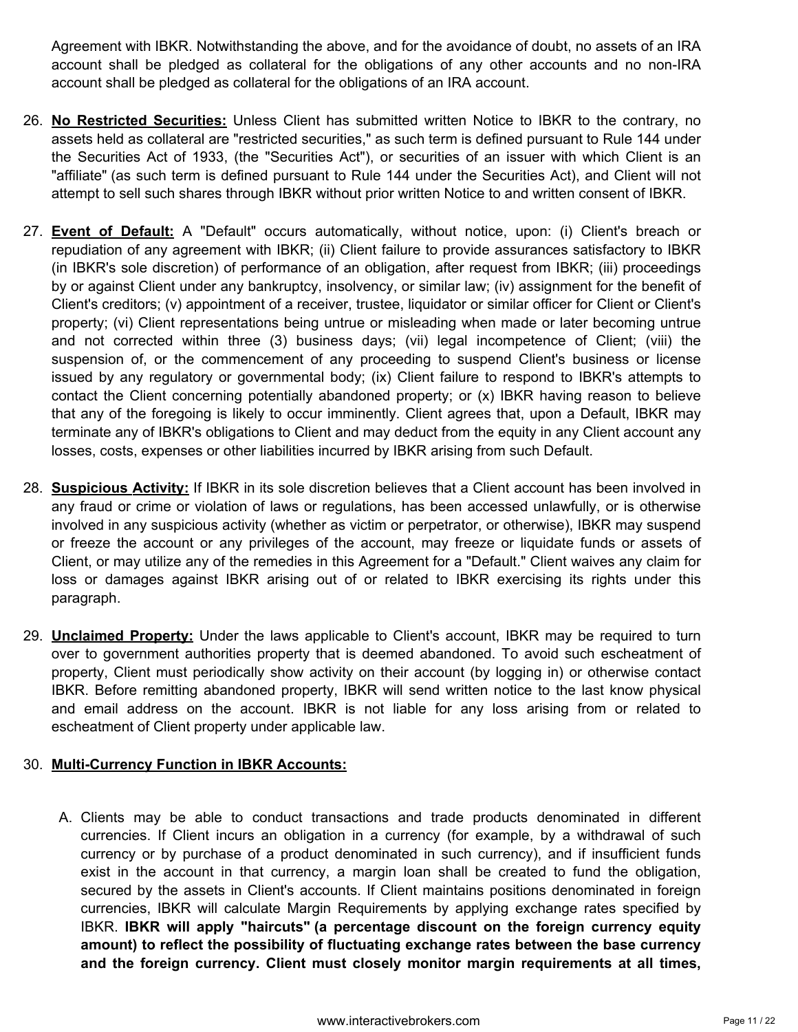Agreement with IBKR. Notwithstanding the above, and for the avoidance of doubt, no assets of an IRA account shall be pledged as collateral for the obligations of any other accounts and no non-IRA account shall be pledged as collateral for the obligations of an IRA account.

26. **No Restricted Securities:** Unless Client has submitted written Notice to IBKR to the contrary, no assets held as collateral are "restricted securities," as such term is defined pursuant to Rule 144 under the Securities Act of 1933, (the "Securities Act"), or securities of an issuer with which Client is an "affiliate" (as such term is defined pursuant to Rule 144 under the Securities Act), and Client will not attempt to sell such shares through IBKR without prior written Notice to and written consent of IBKR.

27. **Event of Default:** A "Default" occurs automatically, without notice, upon: (i) Client's breach or repudiation of any agreement with IBKR; (ii) Client failure to provide assurances satisfactory to IBKR (in IBKR's sole discretion) of performance of an obligation, after request from IBKR; (iii) proceedings by or against Client under any bankruptcy, insolvency, or similar law; (iv) assignment for the benefit of Client's creditors; (v) appointment of a receiver, trustee, liquidator or similar officer for Client or Client's property; (vi) Client representations being untrue or misleading when made or later becoming untrue and not corrected within three (3) business days; (vii) legal incompetence of Client; (viii) the suspension of, or the commencement of any proceeding to suspend Client's business or license issued by any regulatory or governmental body; (ix) Client failure to respond to IBKR's attempts to contact the Client concerning potentially abandoned property; or (x) IBKR having reason to believe that any of the foregoing is likely to occur imminently. Client agrees that, upon a Default, IBKR may terminate any of IBKR's obligations to Client and may deduct from the equity in any Client account any losses, costs, expenses or other liabilities incurred by IBKR arising from such Default.

28. **Suspicious Activity:** If IBKR in its sole discretion believes that a Client account has been involved in any fraud or crime or violation of laws or regulations, has been accessed unlawfully, or is otherwise involved in any suspicious activity (whether as victim or perpetrator, or otherwise), IBKR may suspend or freeze the account or any privileges of the account, may freeze or liquidate funds or assets of Client, or may utilize any of the remedies in this Agreement for a "Default." Client waives any claim for loss or damages against IBKR arising out of or related to IBKR exercising its rights under this paragraph.

29. **Unclaimed Property:** Under the laws applicable to Client's account, IBKR may be required to turn over to government authorities property that is deemed abandoned. To avoid such escheatment of property, Client must periodically show activity on their account (by logging in) or otherwise contact IBKR. Before remitting abandoned property, IBKR will send written notice to the last know physical and email address on the account. IBKR is not liable for any loss arising from or related to escheatment of Client property under applicable law.

30. **Multi-Currency Function in IBKR Accounts:**

    A. Clients may be able to conduct transactions and trade products denominated in different currencies. If Client incurs an obligation in a currency (for example, by a withdrawal of such currency or by purchase of a product denominated in such currency), and if insufficient funds exist in the account in that currency, a margin loan shall be created to fund the obligation, secured by the assets in Client's accounts. If Client maintains positions denominated in foreign currencies, IBKR will calculate Margin Requirements by applying exchange rates specified by IBKR. **IBKR will apply "haircuts" (a percentage discount on the foreign currency equity amount) to reflect the possibility of fluctuating exchange rates between the base currency and the foreign currency. Client must closely monitor margin requirements at all times,**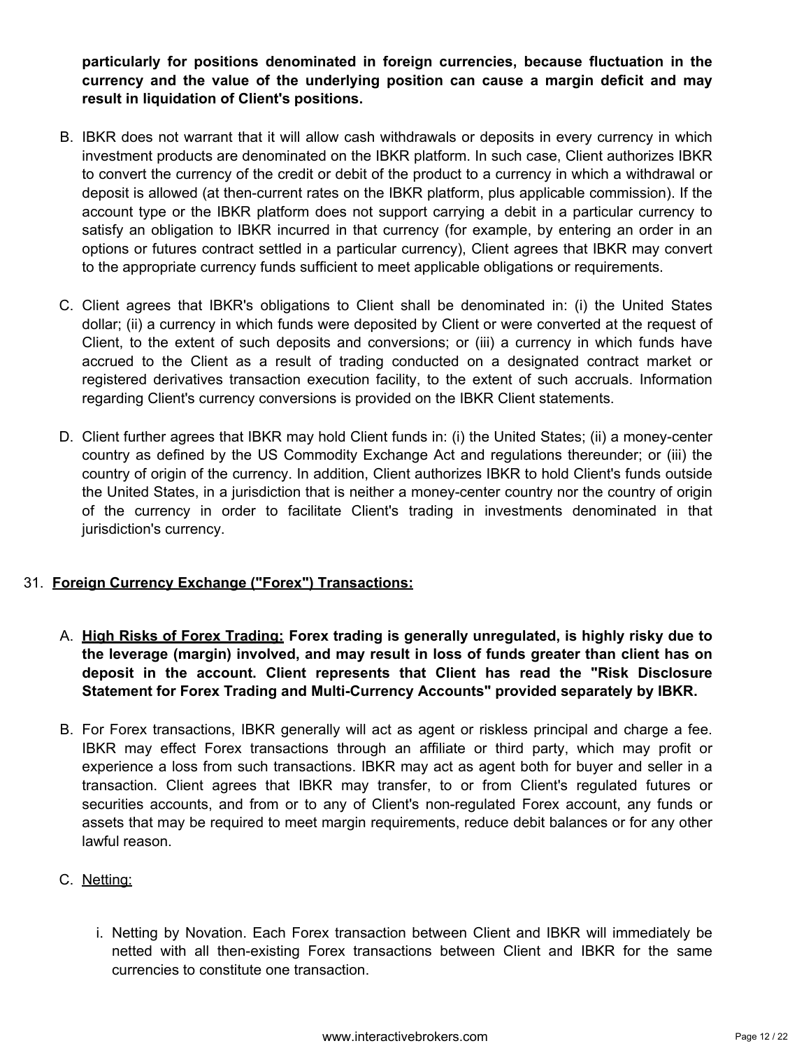**particularly for positions denominated in foreign currencies, because fluctuation in the currency and the value of the underlying position can cause a margin deficit and may result in liquidation of Client's positions.**

B. IBKR does not warrant that it will allow cash withdrawals or deposits in every currency in which investment products are denominated on the IBKR platform. In such case, Client authorizes IBKR to convert the currency of the credit or debit of the product to a currency in which a withdrawal or deposit is allowed (at then-current rates on the IBKR platform, plus applicable commission). If the account type or the IBKR platform does not support carrying a debit in a particular currency to satisfy an obligation to IBKR incurred in that currency (for example, by entering an order in an options or futures contract settled in a particular currency), Client agrees that IBKR may convert to the appropriate currency funds sufficient to meet applicable obligations or requirements.

C. Client agrees that IBKR's obligations to Client shall be denominated in: (i) the United States dollar; (ii) a currency in which funds were deposited by Client or were converted at the request of Client, to the extent of such deposits and conversions; or (iii) a currency in which funds have accrued to the Client as a result of trading conducted on a designated contract market or registered derivatives transaction execution facility, to the extent of such accruals. Information regarding Client's currency conversions is provided on the IBKR Client statements.

D. Client further agrees that IBKR may hold Client funds in: (i) the United States; (ii) a money-center country as defined by the US Commodity Exchange Act and regulations thereunder; or (iii) the country of origin of the currency. In addition, Client authorizes IBKR to hold Client's funds outside the United States, in a jurisdiction that is neither a money-center country nor the country of origin of the currency in order to facilitate Client's trading in investments denominated in that jurisdiction's currency.

31. **<u>Foreign Currency Exchange ("Forex") Transactions:</u>**

A. **<u>High Risks of Forex Trading:</u> Forex trading is generally unregulated, is highly risky due to the leverage (margin) involved, and may result in loss of funds greater than client has on deposit in the account. Client represents that Client has read the "Risk Disclosure Statement for Forex Trading and Multi-Currency Accounts" provided separately by IBKR.**

B. For Forex transactions, IBKR generally will act as agent or riskless principal and charge a fee. IBKR may effect Forex transactions through an affiliate or third party, which may profit or experience a loss from such transactions. IBKR may act as agent both for buyer and seller in a transaction. Client agrees that IBKR may transfer, to or from Client's regulated futures or securities accounts, and from or to any of Client's non-regulated Forex account, any funds or assets that may be required to meet margin requirements, reduce debit balances or for any other lawful reason.

C. <u>Netting:</u>

   i. Netting by Novation. Each Forex transaction between Client and IBKR will immediately be netted with all then-existing Forex transactions between Client and IBKR for the same currencies to constitute one transaction.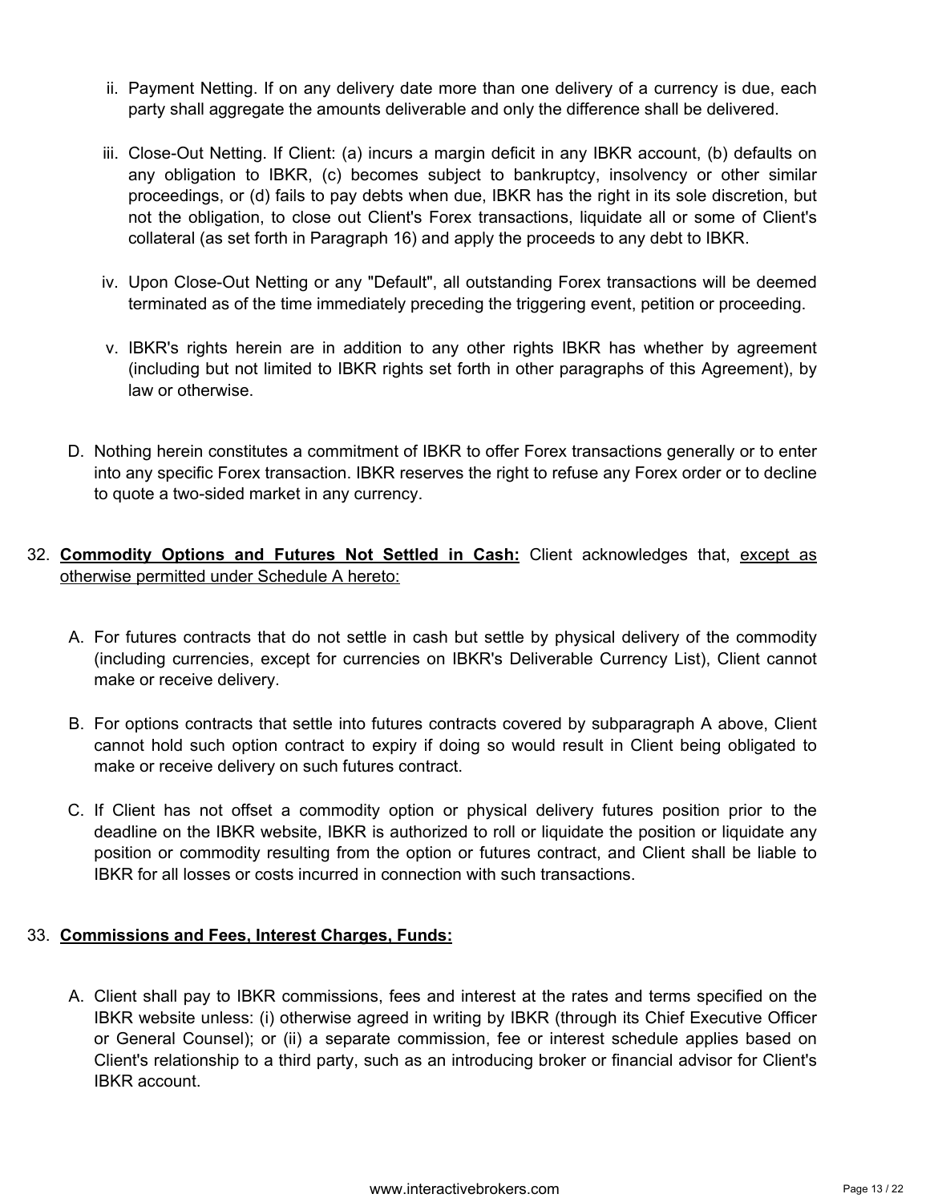ii. Payment Netting. If on any delivery date more than one delivery of a currency is due, each party shall aggregate the amounts deliverable and only the difference shall be delivered.

iii. Close-Out Netting. If Client: (a) incurs a margin deficit in any IBKR account, (b) defaults on any obligation to IBKR, (c) becomes subject to bankruptcy, insolvency or other similar proceedings, or (d) fails to pay debts when due, IBKR has the right in its sole discretion, but not the obligation, to close out Client's Forex transactions, liquidate all or some of Client's collateral (as set forth in Paragraph 16) and apply the proceeds to any debt to IBKR.

iv. Upon Close-Out Netting or any "Default", all outstanding Forex transactions will be deemed terminated as of the time immediately preceding the triggering event, petition or proceeding.

v. IBKR's rights herein are in addition to any other rights IBKR has whether by agreement (including but not limited to IBKR rights set forth in other paragraphs of this Agreement), by law or otherwise.

D. Nothing herein constitutes a commitment of IBKR to offer Forex transactions generally or to enter into any specific Forex transaction. IBKR reserves the right to refuse any Forex order or to decline to quote a two-sided market in any currency.

32. **Commodity Options and Futures Not Settled in Cash:** Client acknowledges that, <u>except as otherwise permitted under Schedule A hereto:</u>

A. For futures contracts that do not settle in cash but settle by physical delivery of the commodity (including currencies, except for currencies on IBKR's Deliverable Currency List), Client cannot make or receive delivery.

B. For options contracts that settle into futures contracts covered by subparagraph A above, Client cannot hold such option contract to expiry if doing so would result in Client being obligated to make or receive delivery on such futures contract.

C. If Client has not offset a commodity option or physical delivery futures position prior to the deadline on the IBKR website, IBKR is authorized to roll or liquidate the position or liquidate any position or commodity resulting from the option or futures contract, and Client shall be liable to IBKR for all losses or costs incurred in connection with such transactions.

33. **Commissions and Fees, Interest Charges, Funds:**

A. Client shall pay to IBKR commissions, fees and interest at the rates and terms specified on the IBKR website unless: (i) otherwise agreed in writing by IBKR (through its Chief Executive Officer or General Counsel); or (ii) a separate commission, fee or interest schedule applies based on Client's relationship to a third party, such as an introducing broker or financial advisor for Client's IBKR account.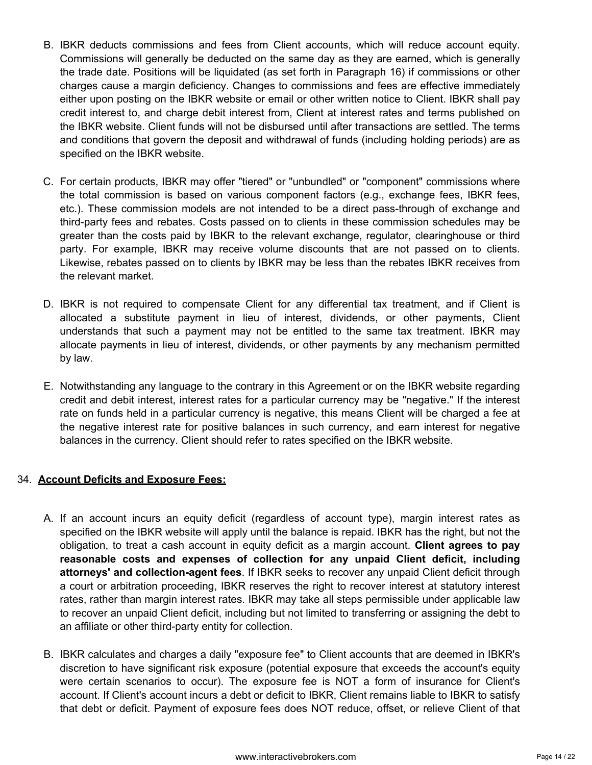B. IBKR deducts commissions and fees from Client accounts, which will reduce account equity. Commissions will generally be deducted on the same day as they are earned, which is generally the trade date. Positions will be liquidated (as set forth in Paragraph 16) if commissions or other charges cause a margin deficiency. Changes to commissions and fees are effective immediately either upon posting on the IBKR website or email or other written notice to Client. IBKR shall pay credit interest to, and charge debit interest from, Client at interest rates and terms published on the IBKR website. Client funds will not be disbursed until after transactions are settled. The terms and conditions that govern the deposit and withdrawal of funds (including holding periods) are as specified on the IBKR website.

C. For certain products, IBKR may offer "tiered" or "unbundled" or "component" commissions where the total commission is based on various component factors (e.g., exchange fees, IBKR fees, etc.). These commission models are not intended to be a direct pass-through of exchange and third-party fees and rebates. Costs passed on to clients in these commission schedules may be greater than the costs paid by IBKR to the relevant exchange, regulator, clearinghouse or third party. For example, IBKR may receive volume discounts that are not passed on to clients. Likewise, rebates passed on to clients by IBKR may be less than the rebates IBKR receives from the relevant market.

D. IBKR is not required to compensate Client for any differential tax treatment, and if Client is allocated a substitute payment in lieu of interest, dividends, or other payments, Client understands that such a payment may not be entitled to the same tax treatment. IBKR may allocate payments in lieu of interest, dividends, or other payments by any mechanism permitted by law.

E. Notwithstanding any language to the contrary in this Agreement or on the IBKR website regarding credit and debit interest, interest rates for a particular currency may be "negative." If the interest rate on funds held in a particular currency is negative, this means Client will be charged a fee at the negative interest rate for positive balances in such currency, and earn interest for negative balances in the currency. Client should refer to rates specified on the IBKR website.

34. **Account Deficits and Exposure Fees:**

A. If an account incurs an equity deficit (regardless of account type), margin interest rates as specified on the IBKR website will apply until the balance is repaid. IBKR has the right, but not the obligation, to treat a cash account in equity deficit as a margin account. **Client agrees to pay reasonable costs and expenses of collection for any unpaid Client deficit, including attorneys' and collection-agent fees**. If IBKR seeks to recover any unpaid Client deficit through a court or arbitration proceeding, IBKR reserves the right to recover interest at statutory interest rates, rather than margin interest rates. IBKR may take all steps permissible under applicable law to recover an unpaid Client deficit, including but not limited to transferring or assigning the debt to an affiliate or other third-party entity for collection.

B. IBKR calculates and charges a daily "exposure fee" to Client accounts that are deemed in IBKR's discretion to have significant risk exposure (potential exposure that exceeds the account's equity were certain scenarios to occur). The exposure fee is NOT a form of insurance for Client's account. If Client's account incurs a debt or deficit to IBKR, Client remains liable to IBKR to satisfy that debt or deficit. Payment of exposure fees does NOT reduce, offset, or relieve Client of that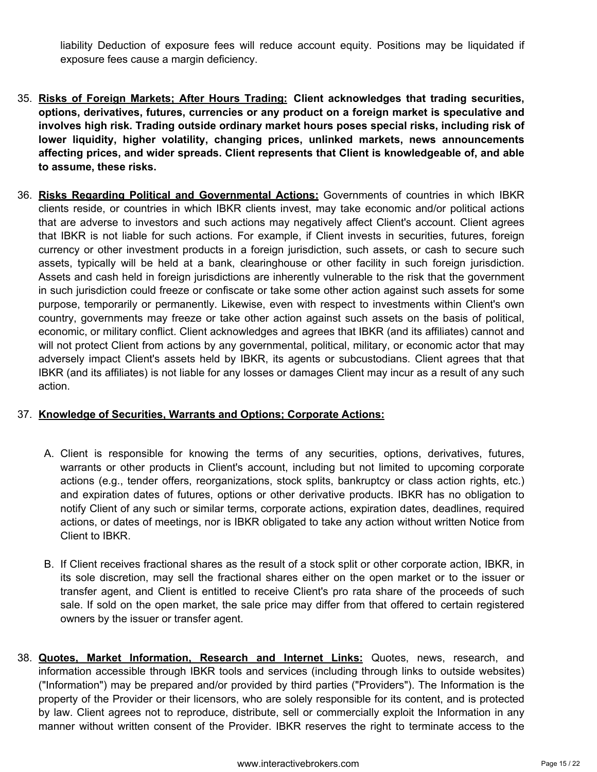liability Deduction of exposure fees will reduce account equity. Positions may be liquidated if exposure fees cause a margin deficiency.

35. **Risks of Foreign Markets; After Hours Trading:** **Client acknowledges that trading securities, options, derivatives, futures, currencies or any product on a foreign market is speculative and involves high risk. Trading outside ordinary market hours poses special risks, including risk of lower liquidity, higher volatility, changing prices, unlinked markets, news announcements affecting prices, and wider spreads. Client represents that Client is knowledgeable of, and able to assume, these risks.**

36. **Risks Regarding Political and Governmental Actions:** Governments of countries in which IBKR clients reside, or countries in which IBKR clients invest, may take economic and/or political actions that are adverse to investors and such actions may negatively affect Client's account. Client agrees that IBKR is not liable for such actions. For example, if Client invests in securities, futures, foreign currency or other investment products in a foreign jurisdiction, such assets, or cash to secure such assets, typically will be held at a bank, clearinghouse or other facility in such foreign jurisdiction. Assets and cash held in foreign jurisdictions are inherently vulnerable to the risk that the government in such jurisdiction could freeze or confiscate or take some other action against such assets for some purpose, temporarily or permanently. Likewise, even with respect to investments within Client's own country, governments may freeze or take other action against such assets on the basis of political, economic, or military conflict. Client acknowledges and agrees that IBKR (and its affiliates) cannot and will not protect Client from actions by any governmental, political, military, or economic actor that may adversely impact Client's assets held by IBKR, its agents or subcustodians. Client agrees that that IBKR (and its affiliates) is not liable for any losses or damages Client may incur as a result of any such action.

37. **Knowledge of Securities, Warrants and Options; Corporate Actions:**

    A. Client is responsible for knowing the terms of any securities, options, derivatives, futures, warrants or other products in Client's account, including but not limited to upcoming corporate actions (e.g., tender offers, reorganizations, stock splits, bankruptcy or class action rights, etc.) and expiration dates of futures, options or other derivative products. IBKR has no obligation to notify Client of any such or similar terms, corporate actions, expiration dates, deadlines, required actions, or dates of meetings, nor is IBKR obligated to take any action without written Notice from Client to IBKR.

    B. If Client receives fractional shares as the result of a stock split or other corporate action, IBKR, in its sole discretion, may sell the fractional shares either on the open market or to the issuer or transfer agent, and Client is entitled to receive Client's pro rata share of the proceeds of such sale. If sold on the open market, the sale price may differ from that offered to certain registered owners by the issuer or transfer agent.

38. **Quotes, Market Information, Research and Internet Links:** Quotes, news, research, and information accessible through IBKR tools and services (including through links to outside websites) ("Information") may be prepared and/or provided by third parties ("Providers"). The Information is the property of the Provider or their licensors, who are solely responsible for its content, and is protected by law. Client agrees not to reproduce, distribute, sell or commercially exploit the Information in any manner without written consent of the Provider. IBKR reserves the right to terminate access to the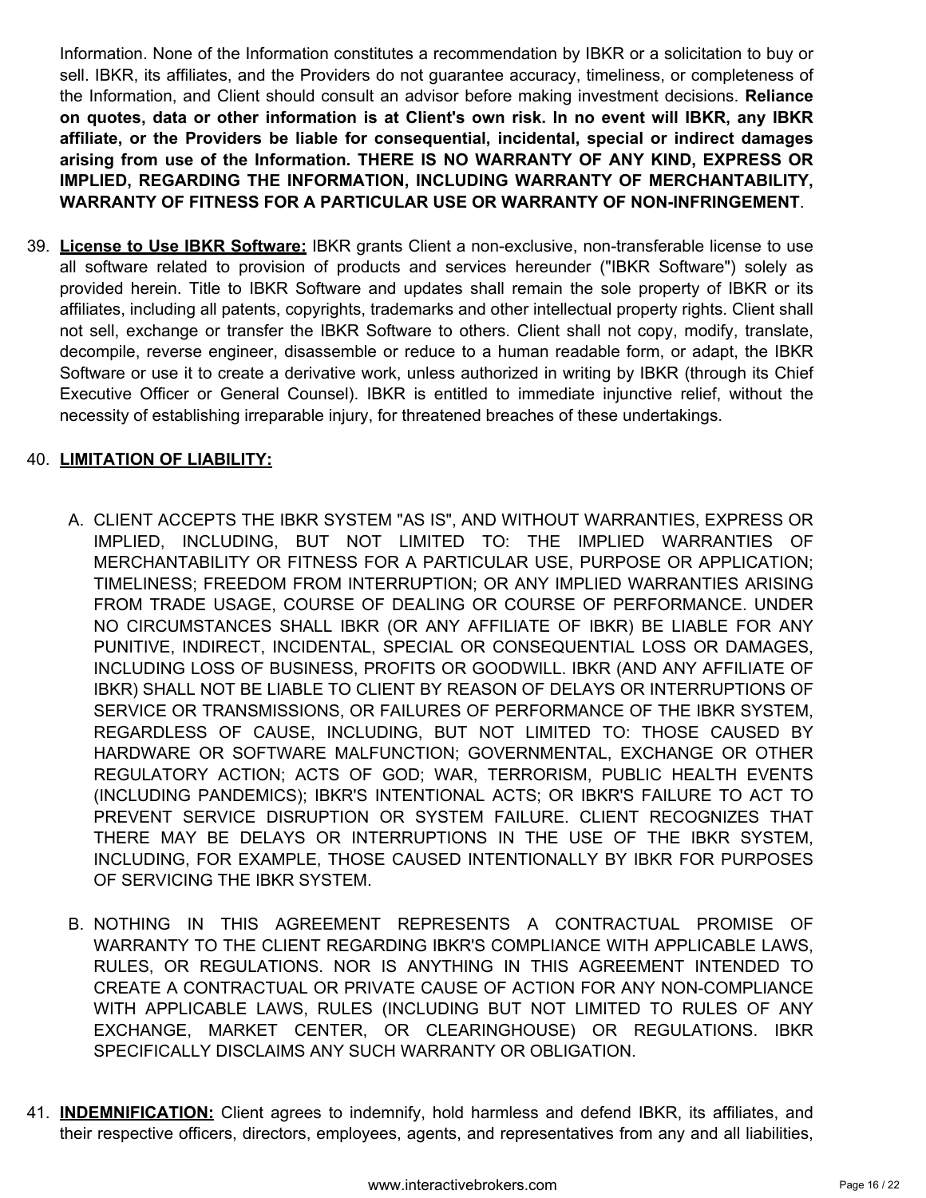Information. None of the Information constitutes a recommendation by IBKR or a solicitation to buy or sell. IBKR, its affiliates, and the Providers do not guarantee accuracy, timeliness, or completeness of the Information, and Client should consult an advisor before making investment decisions. **Reliance on quotes, data or other information is at Client's own risk. In no event will IBKR, any IBKR affiliate, or the Providers be liable for consequential, incidental, special or indirect damages arising from use of the Information. THERE IS NO WARRANTY OF ANY KIND, EXPRESS OR IMPLIED, REGARDING THE INFORMATION, INCLUDING WARRANTY OF MERCHANTABILITY, WARRANTY OF FITNESS FOR A PARTICULAR USE OR WARRANTY OF NON-INFRINGEMENT**.

39. **License to Use IBKR Software:** IBKR grants Client a non-exclusive, non-transferable license to use all software related to provision of products and services hereunder ("IBKR Software") solely as provided herein. Title to IBKR Software and updates shall remain the sole property of IBKR or its affiliates, including all patents, copyrights, trademarks and other intellectual property rights. Client shall not sell, exchange or transfer the IBKR Software to others. Client shall not copy, modify, translate, decompile, reverse engineer, disassemble or reduce to a human readable form, or adapt, the IBKR Software or use it to create a derivative work, unless authorized in writing by IBKR (through its Chief Executive Officer or General Counsel). IBKR is entitled to immediate injunctive relief, without the necessity of establishing irreparable injury, for threatened breaches of these undertakings.

40. **LIMITATION OF LIABILITY:**

    A. CLIENT ACCEPTS THE IBKR SYSTEM "AS IS", AND WITHOUT WARRANTIES, EXPRESS OR IMPLIED, INCLUDING, BUT NOT LIMITED TO: THE IMPLIED WARRANTIES OF MERCHANTABILITY OR FITNESS FOR A PARTICULAR USE, PURPOSE OR APPLICATION; TIMELINESS; FREEDOM FROM INTERRUPTION; OR ANY IMPLIED WARRANTIES ARISING FROM TRADE USAGE, COURSE OF DEALING OR COURSE OF PERFORMANCE. UNDER NO CIRCUMSTANCES SHALL IBKR (OR ANY AFFILIATE OF IBKR) BE LIABLE FOR ANY PUNITIVE, INDIRECT, INCIDENTAL, SPECIAL OR CONSEQUENTIAL LOSS OR DAMAGES, INCLUDING LOSS OF BUSINESS, PROFITS OR GOODWILL. IBKR (AND ANY AFFILIATE OF IBKR) SHALL NOT BE LIABLE TO CLIENT BY REASON OF DELAYS OR INTERRUPTIONS OF SERVICE OR TRANSMISSIONS, OR FAILURES OF PERFORMANCE OF THE IBKR SYSTEM, REGARDLESS OF CAUSE, INCLUDING, BUT NOT LIMITED TO: THOSE CAUSED BY HARDWARE OR SOFTWARE MALFUNCTION; GOVERNMENTAL, EXCHANGE OR OTHER REGULATORY ACTION; ACTS OF GOD; WAR, TERRORISM, PUBLIC HEALTH EVENTS (INCLUDING PANDEMICS); IBKR'S INTENTIONAL ACTS; OR IBKR'S FAILURE TO ACT TO PREVENT SERVICE DISRUPTION OR SYSTEM FAILURE. CLIENT RECOGNIZES THAT THERE MAY BE DELAYS OR INTERRUPTIONS IN THE USE OF THE IBKR SYSTEM, INCLUDING, FOR EXAMPLE, THOSE CAUSED INTENTIONALLY BY IBKR FOR PURPOSES OF SERVICING THE IBKR SYSTEM.

    B. NOTHING IN THIS AGREEMENT REPRESENTS A CONTRACTUAL PROMISE OF WARRANTY TO THE CLIENT REGARDING IBKR'S COMPLIANCE WITH APPLICABLE LAWS, RULES, OR REGULATIONS. NOR IS ANYTHING IN THIS AGREEMENT INTENDED TO CREATE A CONTRACTUAL OR PRIVATE CAUSE OF ACTION FOR ANY NON-COMPLIANCE WITH APPLICABLE LAWS, RULES (INCLUDING BUT NOT LIMITED TO RULES OF ANY EXCHANGE, MARKET CENTER, OR CLEARINGHOUSE) OR REGULATIONS. IBKR SPECIFICALLY DISCLAIMS ANY SUCH WARRANTY OR OBLIGATION.

41. **INDEMNIFICATION:** Client agrees to indemnify, hold harmless and defend IBKR, its affiliates, and their respective officers, directors, employees, agents, and representatives from any and all liabilities,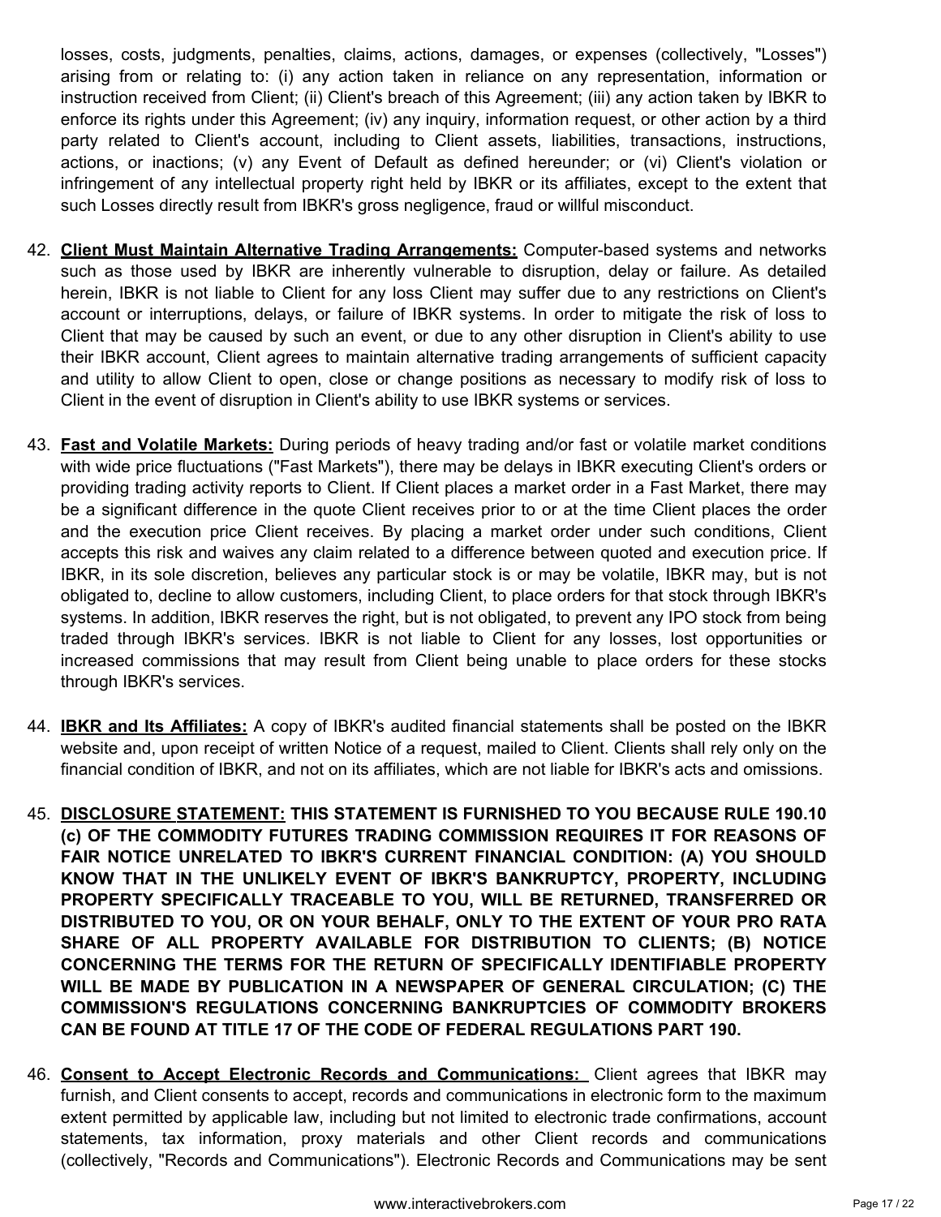losses, costs, judgments, penalties, claims, actions, damages, or expenses (collectively, "Losses") arising from or relating to: (i) any action taken in reliance on any representation, information or instruction received from Client; (ii) Client's breach of this Agreement; (iii) any action taken by IBKR to enforce its rights under this Agreement; (iv) any inquiry, information request, or other action by a third party related to Client's account, including to Client assets, liabilities, transactions, instructions, actions, or inactions; (v) any Event of Default as defined hereunder; or (vi) Client's violation or infringement of any intellectual property right held by IBKR or its affiliates, except to the extent that such Losses directly result from IBKR's gross negligence, fraud or willful misconduct.

42. **Client Must Maintain Alternative Trading Arrangements:** Computer-based systems and networks such as those used by IBKR are inherently vulnerable to disruption, delay or failure. As detailed herein, IBKR is not liable to Client for any loss Client may suffer due to any restrictions on Client's account or interruptions, delays, or failure of IBKR systems. In order to mitigate the risk of loss to Client that may be caused by such an event, or due to any other disruption in Client's ability to use their IBKR account, Client agrees to maintain alternative trading arrangements of sufficient capacity and utility to allow Client to open, close or change positions as necessary to modify risk of loss to Client in the event of disruption in Client's ability to use IBKR systems or services.

43. **Fast and Volatile Markets:** During periods of heavy trading and/or fast or volatile market conditions with wide price fluctuations ("Fast Markets"), there may be delays in IBKR executing Client's orders or providing trading activity reports to Client. If Client places a market order in a Fast Market, there may be a significant difference in the quote Client receives prior to or at the time Client places the order and the execution price Client receives. By placing a market order under such conditions, Client accepts this risk and waives any claim related to a difference between quoted and execution price. If IBKR, in its sole discretion, believes any particular stock is or may be volatile, IBKR may, but is not obligated to, decline to allow customers, including Client, to place orders for that stock through IBKR's systems. In addition, IBKR reserves the right, but is not obligated, to prevent any IPO stock from being traded through IBKR's services. IBKR is not liable to Client for any losses, lost opportunities or increased commissions that may result from Client being unable to place orders for these stocks through IBKR's services.

44. **IBKR and Its Affiliates:** A copy of IBKR's audited financial statements shall be posted on the IBKR website and, upon receipt of written Notice of a request, mailed to Client. Clients shall rely only on the financial condition of IBKR, and not on its affiliates, which are not liable for IBKR's acts and omissions.

45. **DISCLOSURE STATEMENT: THIS STATEMENT IS FURNISHED TO YOU BECAUSE RULE 190.10 (c) OF THE COMMODITY FUTURES TRADING COMMISSION REQUIRES IT FOR REASONS OF FAIR NOTICE UNRELATED TO IBKR'S CURRENT FINANCIAL CONDITION: (A) YOU SHOULD KNOW THAT IN THE UNLIKELY EVENT OF IBKR'S BANKRUPTCY, PROPERTY, INCLUDING PROPERTY SPECIFICALLY TRACEABLE TO YOU, WILL BE RETURNED, TRANSFERRED OR DISTRIBUTED TO YOU, OR ON YOUR BEHALF, ONLY TO THE EXTENT OF YOUR PRO RATA SHARE OF ALL PROPERTY AVAILABLE FOR DISTRIBUTION TO CLIENTS; (B) NOTICE CONCERNING THE TERMS FOR THE RETURN OF SPECIFICALLY IDENTIFIABLE PROPERTY WILL BE MADE BY PUBLICATION IN A NEWSPAPER OF GENERAL CIRCULATION; (C) THE COMMISSION'S REGULATIONS CONCERNING BANKRUPTCIES OF COMMODITY BROKERS CAN BE FOUND AT TITLE 17 OF THE CODE OF FEDERAL REGULATIONS PART 190.**

46. **Consent to Accept Electronic Records and Communications:** Client agrees that IBKR may furnish, and Client consents to accept, records and communications in electronic form to the maximum extent permitted by applicable law, including but not limited to electronic trade confirmations, account statements, tax information, proxy materials and other Client records and communications (collectively, "Records and Communications"). Electronic Records and Communications may be sent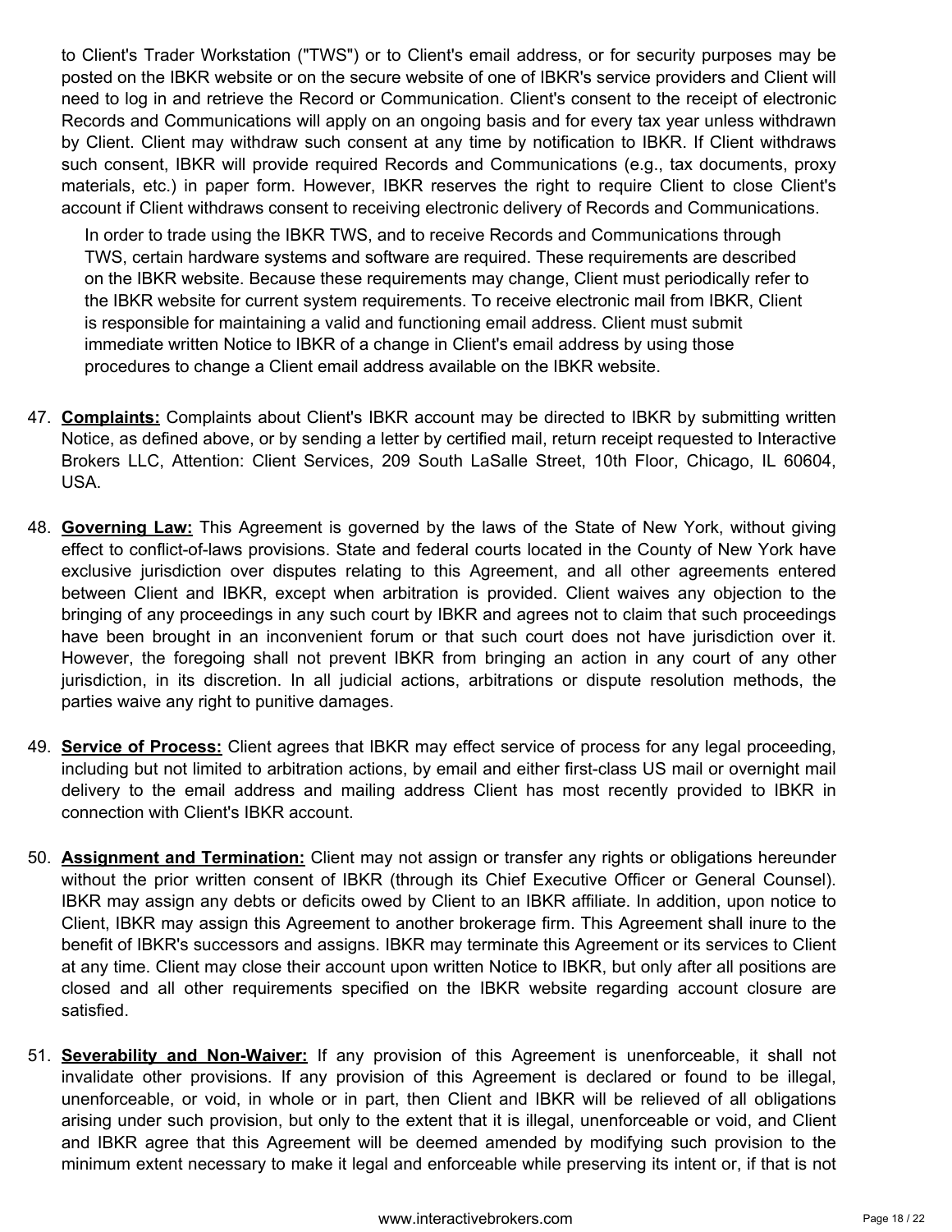to Client's Trader Workstation ("TWS") or to Client's email address, or for security purposes may be posted on the IBKR website or on the secure website of one of IBKR's service providers and Client will need to log in and retrieve the Record or Communication. Client's consent to the receipt of electronic Records and Communications will apply on an ongoing basis and for every tax year unless withdrawn by Client. Client may withdraw such consent at any time by notification to IBKR. If Client withdraws such consent, IBKR will provide required Records and Communications (e.g., tax documents, proxy materials, etc.) in paper form. However, IBKR reserves the right to require Client to close Client's account if Client withdraws consent to receiving electronic delivery of Records and Communications.

In order to trade using the IBKR TWS, and to receive Records and Communications through TWS, certain hardware systems and software are required. These requirements are described on the IBKR website. Because these requirements may change, Client must periodically refer to the IBKR website for current system requirements. To receive electronic mail from IBKR, Client is responsible for maintaining a valid and functioning email address. Client must submit immediate written Notice to IBKR of a change in Client's email address by using those procedures to change a Client email address available on the IBKR website.

47. **Complaints:** Complaints about Client's IBKR account may be directed to IBKR by submitting written Notice, as defined above, or by sending a letter by certified mail, return receipt requested to Interactive Brokers LLC, Attention: Client Services, 209 South LaSalle Street, 10th Floor, Chicago, IL 60604, USA.

48. **Governing Law:** This Agreement is governed by the laws of the State of New York, without giving effect to conflict-of-laws provisions. State and federal courts located in the County of New York have exclusive jurisdiction over disputes relating to this Agreement, and all other agreements entered between Client and IBKR, except when arbitration is provided. Client waives any objection to the bringing of any proceedings in any such court by IBKR and agrees not to claim that such proceedings have been brought in an inconvenient forum or that such court does not have jurisdiction over it. However, the foregoing shall not prevent IBKR from bringing an action in any court of any other jurisdiction, in its discretion. In all judicial actions, arbitrations or dispute resolution methods, the parties waive any right to punitive damages.

49. **Service of Process:** Client agrees that IBKR may effect service of process for any legal proceeding, including but not limited to arbitration actions, by email and either first-class US mail or overnight mail delivery to the email address and mailing address Client has most recently provided to IBKR in connection with Client's IBKR account.

50. **Assignment and Termination:** Client may not assign or transfer any rights or obligations hereunder without the prior written consent of IBKR (through its Chief Executive Officer or General Counsel). IBKR may assign any debts or deficits owed by Client to an IBKR affiliate. In addition, upon notice to Client, IBKR may assign this Agreement to another brokerage firm. This Agreement shall inure to the benefit of IBKR's successors and assigns. IBKR may terminate this Agreement or its services to Client at any time. Client may close their account upon written Notice to IBKR, but only after all positions are closed and all other requirements specified on the IBKR website regarding account closure are satisfied.

51. **Severability and Non-Waiver:** If any provision of this Agreement is unenforceable, it shall not invalidate other provisions. If any provision of this Agreement is declared or found to be illegal, unenforceable, or void, in whole or in part, then Client and IBKR will be relieved of all obligations arising under such provision, but only to the extent that it is illegal, unenforceable or void, and Client and IBKR agree that this Agreement will be deemed amended by modifying such provision to the minimum extent necessary to make it legal and enforceable while preserving its intent or, if that is not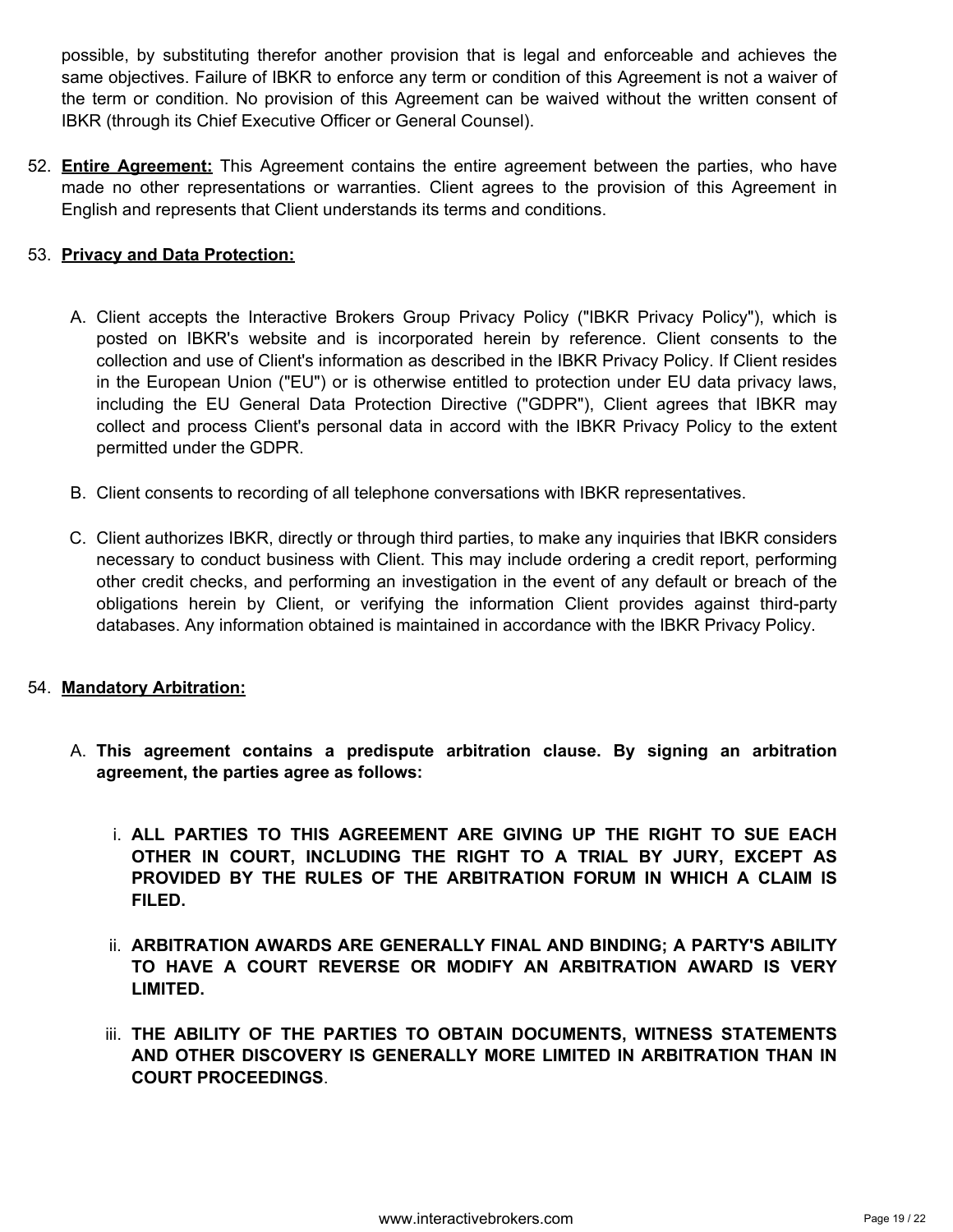possible, by substituting therefor another provision that is legal and enforceable and achieves the same objectives. Failure of IBKR to enforce any term or condition of this Agreement is not a waiver of the term or condition. No provision of this Agreement can be waived without the written consent of IBKR (through its Chief Executive Officer or General Counsel).

52. **Entire Agreement:** This Agreement contains the entire agreement between the parties, who have made no other representations or warranties. Client agrees to the provision of this Agreement in English and represents that Client understands its terms and conditions.

53. **Privacy and Data Protection:**

    A. Client accepts the Interactive Brokers Group Privacy Policy ("IBKR Privacy Policy"), which is posted on IBKR's website and is incorporated herein by reference. Client consents to the collection and use of Client's information as described in the IBKR Privacy Policy. If Client resides in the European Union ("EU") or is otherwise entitled to protection under EU data privacy laws, including the EU General Data Protection Directive ("GDPR"), Client agrees that IBKR may collect and process Client's personal data in accord with the IBKR Privacy Policy to the extent permitted under the GDPR.

    B. Client consents to recording of all telephone conversations with IBKR representatives.

    C. Client authorizes IBKR, directly or through third parties, to make any inquiries that IBKR considers necessary to conduct business with Client. This may include ordering a credit report, performing other credit checks, and performing an investigation in the event of any default or breach of the obligations herein by Client, or verifying the information Client provides against third-party databases. Any information obtained is maintained in accordance with the IBKR Privacy Policy.

54. **Mandatory Arbitration:**

    A. **This agreement contains a predispute arbitration clause. By signing an arbitration agreement, the parties agree as follows:**

       i. **ALL PARTIES TO THIS AGREEMENT ARE GIVING UP THE RIGHT TO SUE EACH OTHER IN COURT, INCLUDING THE RIGHT TO A TRIAL BY JURY, EXCEPT AS PROVIDED BY THE RULES OF THE ARBITRATION FORUM IN WHICH A CLAIM IS FILED.**

       ii. **ARBITRATION AWARDS ARE GENERALLY FINAL AND BINDING; A PARTY'S ABILITY TO HAVE A COURT REVERSE OR MODIFY AN ARBITRATION AWARD IS VERY LIMITED.**

       iii. **THE ABILITY OF THE PARTIES TO OBTAIN DOCUMENTS, WITNESS STATEMENTS AND OTHER DISCOVERY IS GENERALLY MORE LIMITED IN ARBITRATION THAN IN COURT PROCEEDINGS**.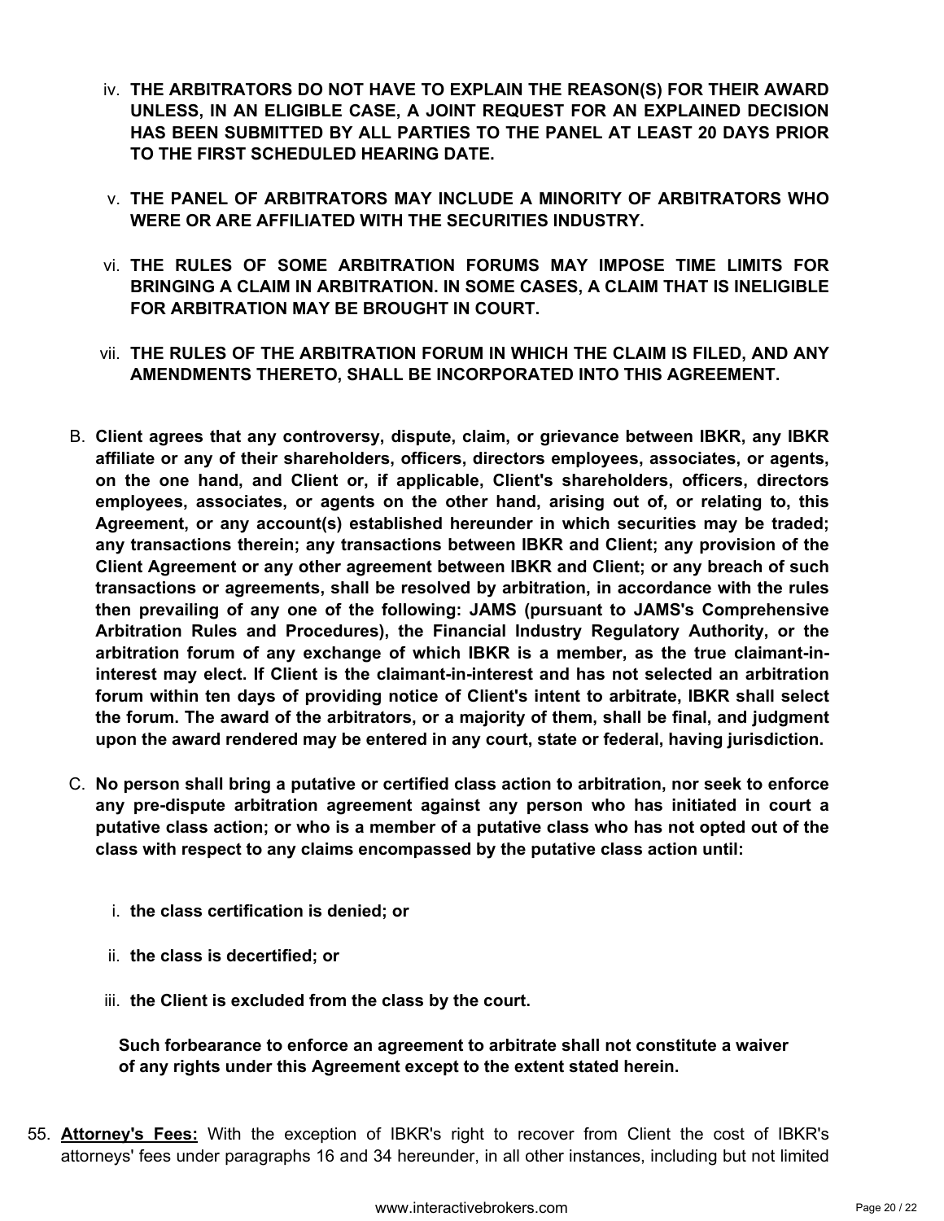iv. **THE ARBITRATORS DO NOT HAVE TO EXPLAIN THE REASON(S) FOR THEIR AWARD UNLESS, IN AN ELIGIBLE CASE, A JOINT REQUEST FOR AN EXPLAINED DECISION HAS BEEN SUBMITTED BY ALL PARTIES TO THE PANEL AT LEAST 20 DAYS PRIOR TO THE FIRST SCHEDULED HEARING DATE.**

v. **THE PANEL OF ARBITRATORS MAY INCLUDE A MINORITY OF ARBITRATORS WHO WERE OR ARE AFFILIATED WITH THE SECURITIES INDUSTRY.**

vi. **THE RULES OF SOME ARBITRATION FORUMS MAY IMPOSE TIME LIMITS FOR BRINGING A CLAIM IN ARBITRATION. IN SOME CASES, A CLAIM THAT IS INELIGIBLE FOR ARBITRATION MAY BE BROUGHT IN COURT.**

vii. **THE RULES OF THE ARBITRATION FORUM IN WHICH THE CLAIM IS FILED, AND ANY AMENDMENTS THERETO, SHALL BE INCORPORATED INTO THIS AGREEMENT.**

B. **Client agrees that any controversy, dispute, claim, or grievance between IBKR, any IBKR affiliate or any of their shareholders, officers, directors employees, associates, or agents, on the one hand, and Client or, if applicable, Client's shareholders, officers, directors employees, associates, or agents on the other hand, arising out of, or relating to, this Agreement, or any account(s) established hereunder in which securities may be traded; any transactions therein; any transactions between IBKR and Client; any provision of the Client Agreement or any other agreement between IBKR and Client; or any breach of such transactions or agreements, shall be resolved by arbitration, in accordance with the rules then prevailing of any one of the following: JAMS (pursuant to JAMS's Comprehensive Arbitration Rules and Procedures), the Financial Industry Regulatory Authority, or the arbitration forum of any exchange of which IBKR is a member, as the true claimant-in-interest may elect. If Client is the claimant-in-interest and has not selected an arbitration forum within ten days of providing notice of Client's intent to arbitrate, IBKR shall select the forum. The award of the arbitrators, or a majority of them, shall be final, and judgment upon the award rendered may be entered in any court, state or federal, having jurisdiction.**

C. **No person shall bring a putative or certified class action to arbitration, nor seek to enforce any pre-dispute arbitration agreement against any person who has initiated in court a putative class action; or who is a member of a putative class who has not opted out of the class with respect to any claims encompassed by the putative class action until:**

   i. **the class certification is denied; or**

   ii. **the class is decertified; or**

   iii. **the Client is excluded from the class by the court.**

   **Such forbearance to enforce an agreement to arbitrate shall not constitute a waiver of any rights under this Agreement except to the extent stated herein.**

55. **Attorney's Fees:** With the exception of IBKR's right to recover from Client the cost of IBKR's attorneys' fees under paragraphs 16 and 34 hereunder, in all other instances, including but not limited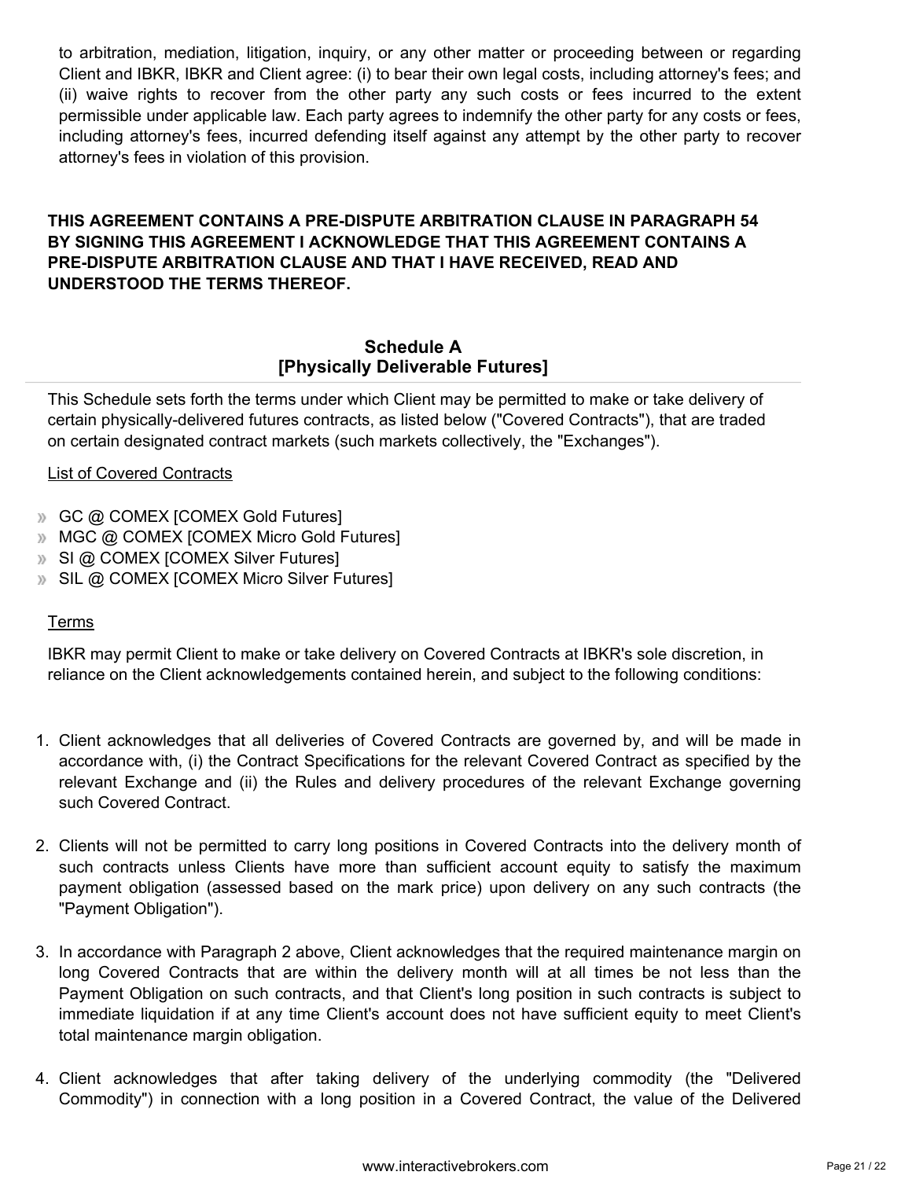to arbitration, mediation, litigation, inquiry, or any other matter or proceeding between or regarding Client and IBKR, IBKR and Client agree: (i) to bear their own legal costs, including attorney's fees; and (ii) waive rights to recover from the other party any such costs or fees incurred to the extent permissible under applicable law. Each party agrees to indemnify the other party for any costs or fees, including attorney's fees, incurred defending itself against any attempt by the other party to recover attorney's fees in violation of this provision.

**THIS AGREEMENT CONTAINS A PRE-DISPUTE ARBITRATION CLAUSE IN PARAGRAPH 54 BY SIGNING THIS AGREEMENT I ACKNOWLEDGE THAT THIS AGREEMENT CONTAINS A PRE-DISPUTE ARBITRATION CLAUSE AND THAT I HAVE RECEIVED, READ AND UNDERSTOOD THE TERMS THEREOF.**

## Schedule A
## [Physically Deliverable Futures]

This Schedule sets forth the terms under which Client may be permitted to make or take delivery of certain physically-delivered futures contracts, as listed below ("Covered Contracts"), that are traded on certain designated contract markets (such markets collectively, the "Exchanges").

List of Covered Contracts

- GC @ COMEX [COMEX Gold Futures]
- MGC @ COMEX [COMEX Micro Gold Futures]
- SI @ COMEX [COMEX Silver Futures]
- SIL @ COMEX [COMEX Micro Silver Futures]

Terms

IBKR may permit Client to make or take delivery on Covered Contracts at IBKR's sole discretion, in reliance on the Client acknowledgements contained herein, and subject to the following conditions:

1. Client acknowledges that all deliveries of Covered Contracts are governed by, and will be made in accordance with, (i) the Contract Specifications for the relevant Covered Contract as specified by the relevant Exchange and (ii) the Rules and delivery procedures of the relevant Exchange governing such Covered Contract.

2. Clients will not be permitted to carry long positions in Covered Contracts into the delivery month of such contracts unless Clients have more than sufficient account equity to satisfy the maximum payment obligation (assessed based on the mark price) upon delivery on any such contracts (the "Payment Obligation").

3. In accordance with Paragraph 2 above, Client acknowledges that the required maintenance margin on long Covered Contracts that are within the delivery month will at all times be not less than the Payment Obligation on such contracts, and that Client's long position in such contracts is subject to immediate liquidation if at any time Client's account does not have sufficient equity to meet Client's total maintenance margin obligation.

4. Client acknowledges that after taking delivery of the underlying commodity (the "Delivered Commodity") in connection with a long position in a Covered Contract, the value of the Delivered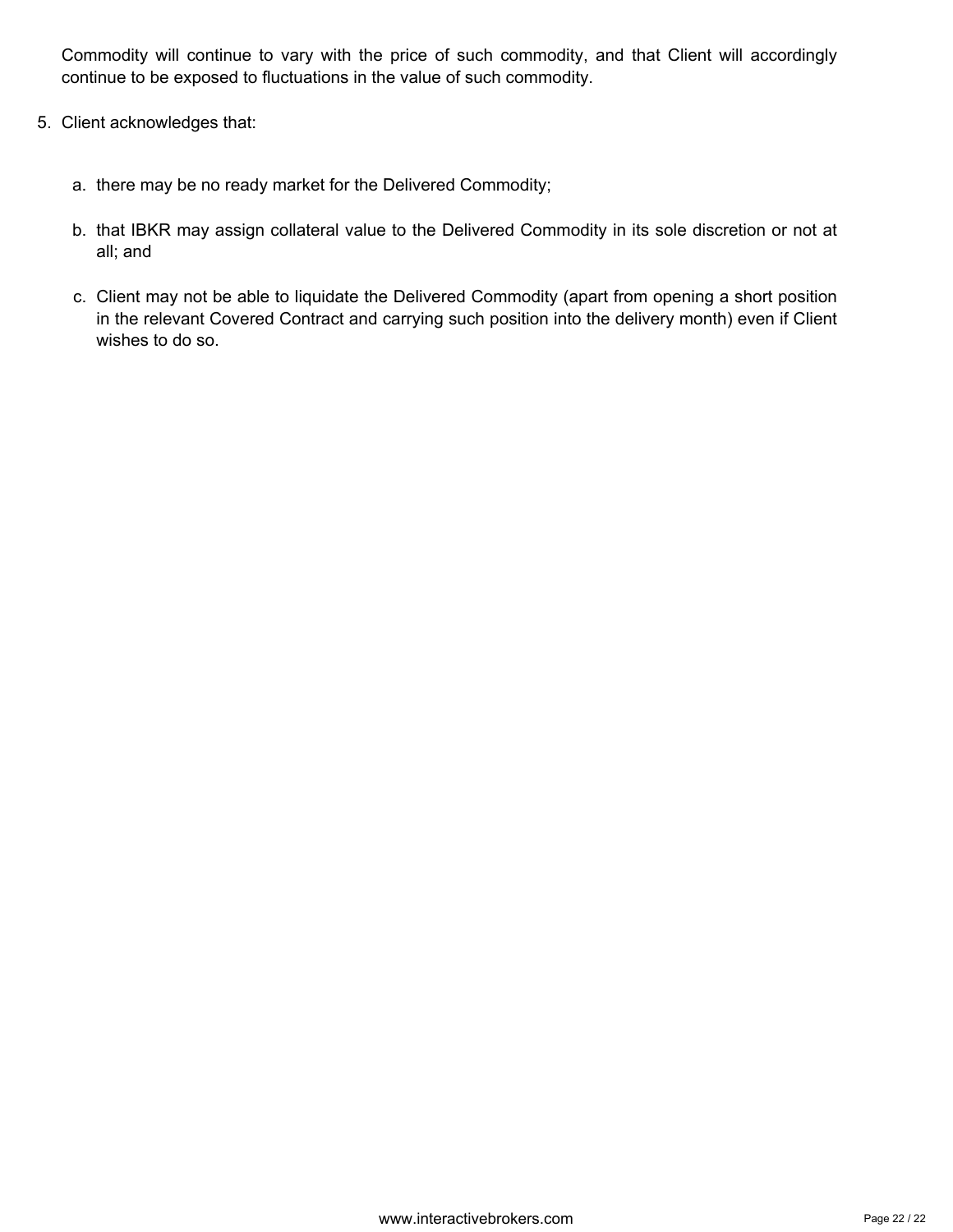Commodity will continue to vary with the price of such commodity, and that Client will accordingly continue to be exposed to fluctuations in the value of such commodity.

5. Client acknowledges that:

   a. there may be no ready market for the Delivered Commodity;

   b. that IBKR may assign collateral value to the Delivered Commodity in its sole discretion or not at all; and

   c. Client may not be able to liquidate the Delivered Commodity (apart from opening a short position in the relevant Covered Contract and carrying such position into the delivery month) even if Client wishes to do so.